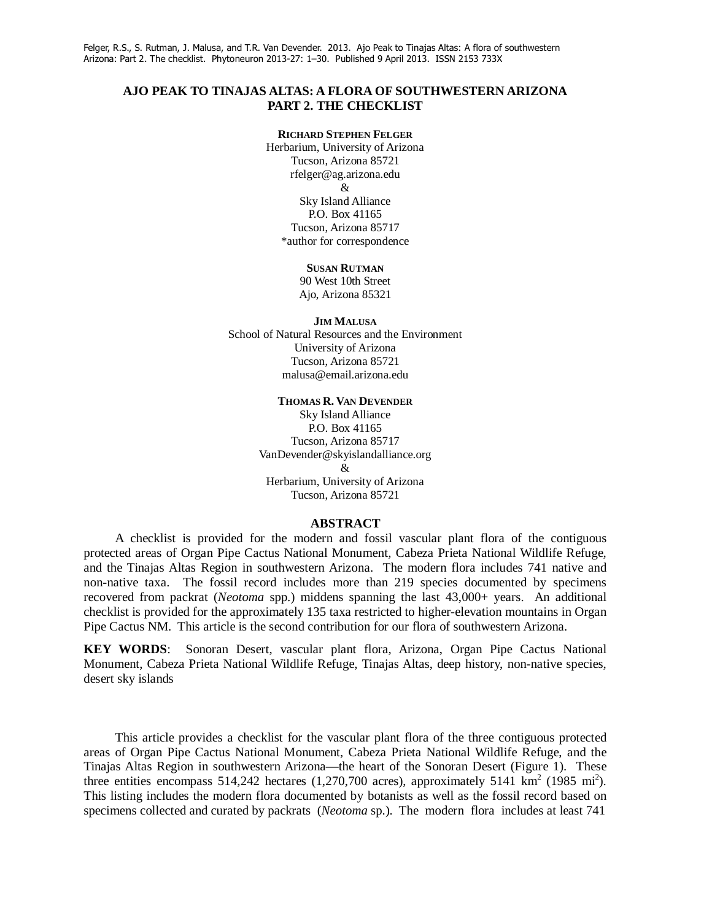Felger, R.S., S. Rutman, J. Malusa, and T.R. Van Devender. 2013. Ajo Peak to Tinajas Altas: A flora of southwestern Arizona: Part 2. The checklist. Phytoneuron 2013-27: 1–30. Published 9 April 2013. ISSN 2153 733X

# AJO PEAK TO TINAJAS ALTAS: A FLORA OF SOUTHWESTERN ARIZONA PART 2. THE CHECKLIST

**RICHARD STEPHEN FELGER**
Herbarium, University of Arizona
Tucson, Arizona 85721
rfelger@ag.arizona.edu
&
Sky Island Alliance
P.O. Box 41165
Tucson, Arizona 85717
*author for correspondence

**SUSAN RUTMAN**
90 West 10th Street
Ajo, Arizona 85321

**JIM MALUSA**
School of Natural Resources and the Environment
University of Arizona
Tucson, Arizona 85721
malusa@email.arizona.edu

**THOMAS R. VAN DEVENDER**
Sky Island Alliance
P.O. Box 41165
Tucson, Arizona 85717
VanDevender@skyislandalliance.org
&
Herbarium, University of Arizona
Tucson, Arizona 85721

## ABSTRACT

A checklist is provided for the modern and fossil vascular plant flora of the contiguous protected areas of Organ Pipe Cactus National Monument, Cabeza Prieta National Wildlife Refuge, and the Tinajas Altas Region in southwestern Arizona. The modern flora includes 741 native and non-native taxa. The fossil record includes more than 219 species documented by specimens recovered from packrat (*Neotoma* spp.) middens spanning the last 43,000+ years. An additional checklist is provided for the approximately 135 taxa restricted to higher-elevation mountains in Organ Pipe Cactus NM. This article is the second contribution for our flora of southwestern Arizona.

**KEY WORDS**: Sonoran Desert, vascular plant flora, Arizona, Organ Pipe Cactus National Monument, Cabeza Prieta National Wildlife Refuge, Tinajas Altas, deep history, non-native species, desert sky islands

This article provides a checklist for the vascular plant flora of the three contiguous protected areas of Organ Pipe Cactus National Monument, Cabeza Prieta National Wildlife Refuge, and the Tinajas Altas Region in southwestern Arizona—the heart of the Sonoran Desert (Figure 1). These three entities encompass 514,242 hectares (1,270,700 acres), approximately 5141 $km^2$ (1985 $mi^2$). This listing includes the modern flora documented by botanists as well as the fossil record based on specimens collected and curated by packrats (*Neotoma* sp.). The modern flora includes at least 741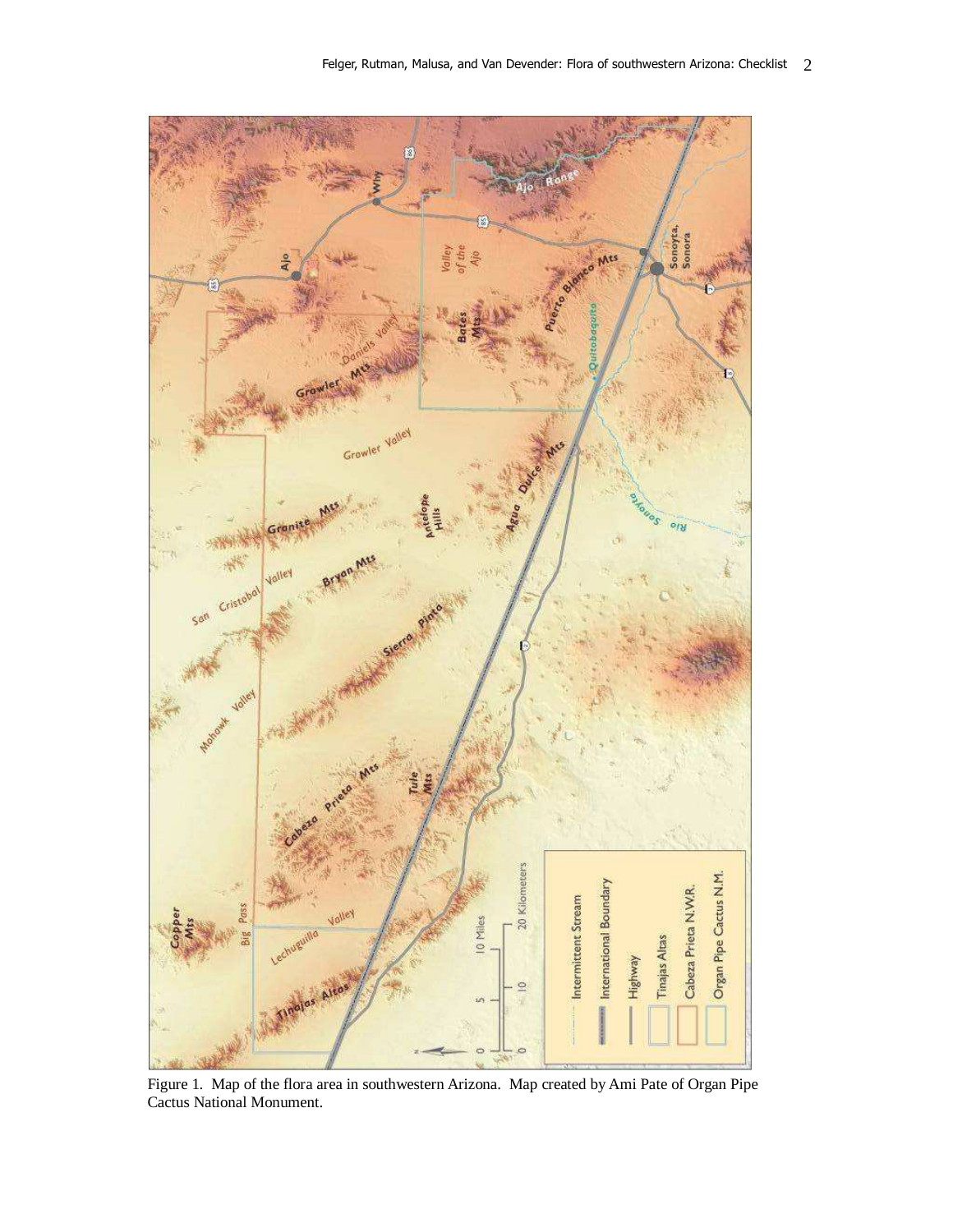Figure 1. Map of the flora area in southwestern Arizona. Map created by Ami Pate of Organ Pipe Cactus National Monument.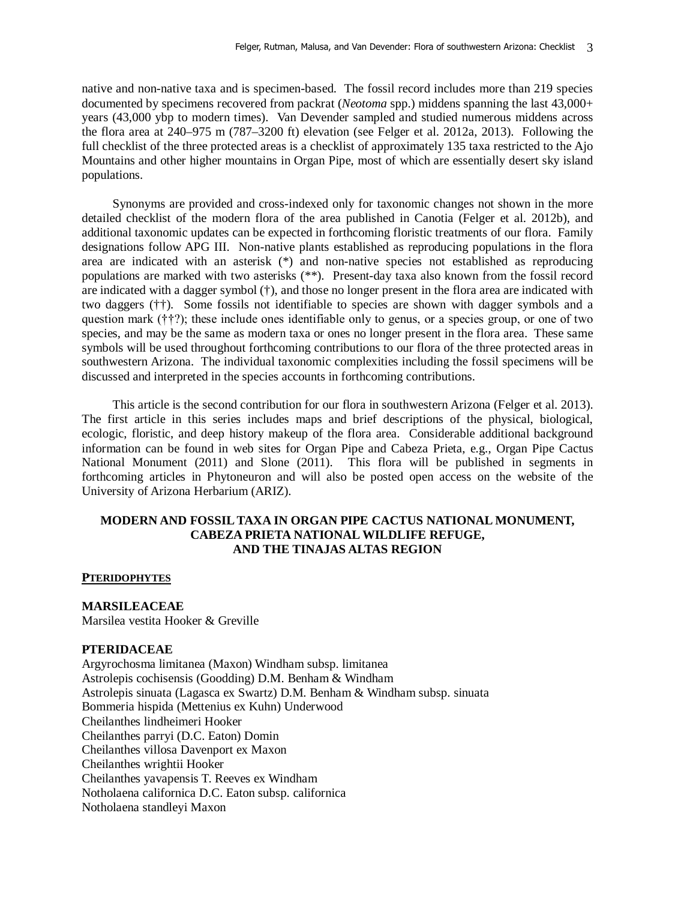native and non-native taxa and is specimen-based. The fossil record includes more than 219 species documented by specimens recovered from packrat (*Neotoma* spp.) middens spanning the last 43,000+ years (43,000 ybp to modern times). Van Devender sampled and studied numerous middens across the flora area at 240–975 m (787–3200 ft) elevation (see Felger et al. 2012a, 2013). Following the full checklist of the three protected areas is a checklist of approximately 135 taxa restricted to the Ajo Mountains and other higher mountains in Organ Pipe, most of which are essentially desert sky island populations.

Synonyms are provided and cross-indexed only for taxonomic changes not shown in the more detailed checklist of the modern flora of the area published in Canotia (Felger et al. 2012b), and additional taxonomic updates can be expected in forthcoming floristic treatments of our flora. Family designations follow APG III. Non-native plants established as reproducing populations in the flora area are indicated with an asterisk (*) and non-native species not established as reproducing populations are marked with two asterisks (**). Present-day taxa also known from the fossil record are indicated with a dagger symbol (†), and those no longer present in the flora area are indicated with two daggers (††). Some fossils not identifiable to species are shown with dagger symbols and a question mark (††?); these include ones identifiable only to genus, or a species group, or one of two species, and may be the same as modern taxa or ones no longer present in the flora area. These same symbols will be used throughout forthcoming contributions to our flora of the three protected areas in southwestern Arizona. The individual taxonomic complexities including the fossil specimens will be discussed and interpreted in the species accounts in forthcoming contributions.

This article is the second contribution for our flora in southwestern Arizona (Felger et al. 2013). The first article in this series includes maps and brief descriptions of the physical, biological, ecologic, floristic, and deep history makeup of the flora area. Considerable additional background information can be found in web sites for Organ Pipe and Cabeza Prieta, e.g., Organ Pipe Cactus National Monument (2011) and Slone (2011). This flora will be published in segments in forthcoming articles in Phytoneuron and will also be posted open access on the website of the University of Arizona Herbarium (ARIZ).

## MODERN AND FOSSIL TAXA IN ORGAN PIPE CACTUS NATIONAL MONUMENT, CABEZA PRIETA NATIONAL WILDLIFE REFUGE, AND THE TINAJAS ALTAS REGION

### PTERIDOPHYTES

**MARSILEACEAE**
Marsilea vestita Hooker & Greville

**PTERIDACEAE**
Argyrochosma limitanea (Maxon) Windham subsp. limitanea
Astrolepis cochisensis (Goodding) D.M. Benham & Windham
Astrolepis sinuata (Lagasca ex Swartz) D.M. Benham & Windham subsp. sinuata
Bommeria hispida (Mettenius ex Kuhn) Underwood
Cheilanthes lindheimeri Hooker
Cheilanthes parryi (D.C. Eaton) Domin
Cheilanthes villosa Davenport ex Maxon
Cheilanthes wrightii Hooker
Cheilanthes yavapensis T. Reeves ex Windham
Notholaena californica D.C. Eaton subsp. californica
Notholaena standleyi Maxon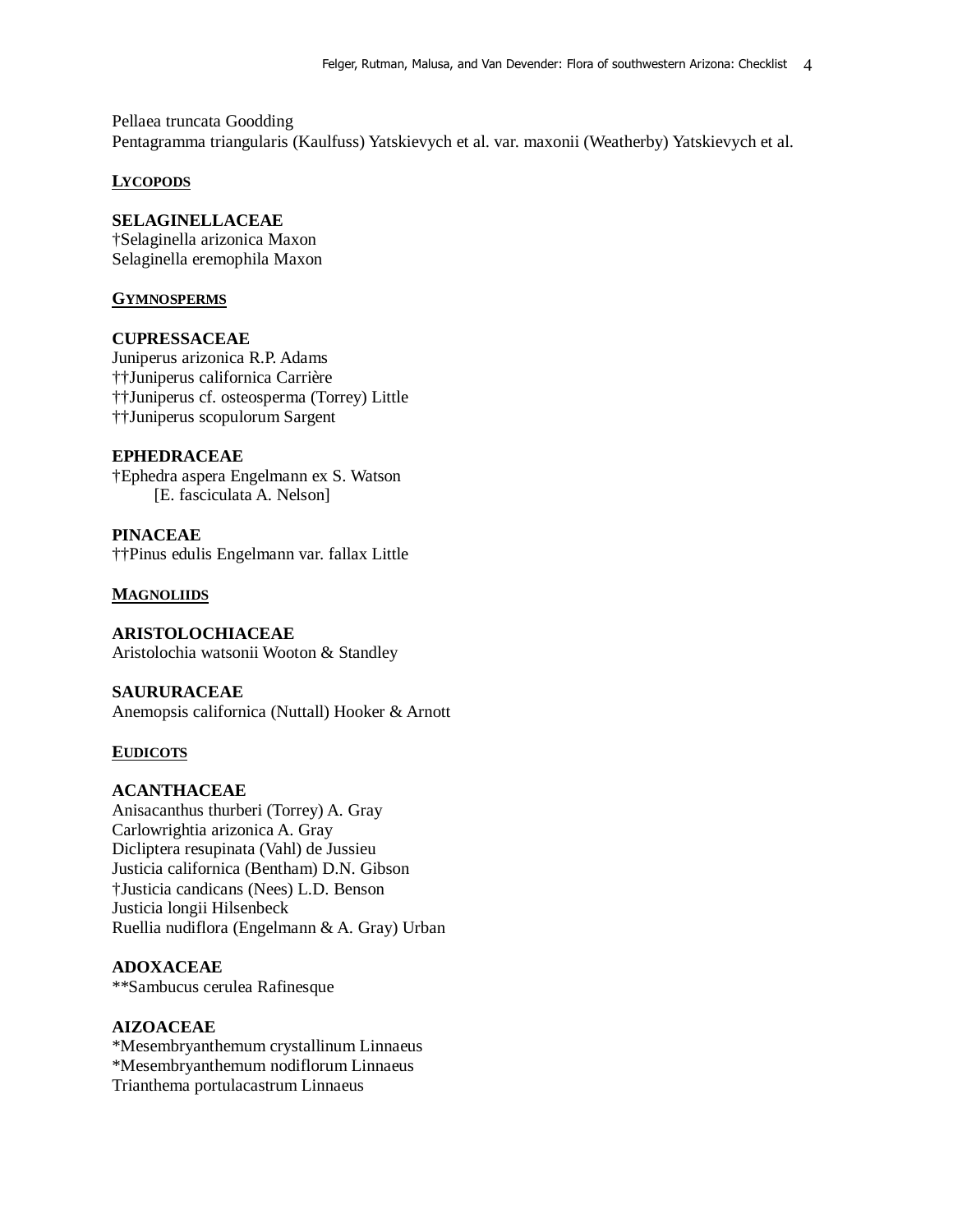Pellaea truncata Goodding
Pentagramma triangularis (Kaulfuss) Yatskievych et al. var. maxonii (Weatherby) Yatskievych et al.

## LYCOPODS

**SELAGINELLACEAE**
†Selaginella arizonica Maxon
Selaginella eremophila Maxon

## GYMNOSPERMS

**CUPRESSACEAE**
Juniperus arizonica R.P. Adams
††Juniperus californica Carrière
††Juniperus cf. osteosperma (Torrey) Little
††Juniperus scopulorum Sargent

**EPHEDRACEAE**
†Ephedra aspera Engelmann ex S. Watson
    [E. fasciculata A. Nelson]

**PINACEAE**
††Pinus edulis Engelmann var. fallax Little

## MAGNOLIIDS

**ARISTOLOCHIACEAE**
Aristolochia watsonii Wooton & Standley

**SAURURACEAE**
Anemopsis californica (Nuttall) Hooker & Arnott

## EUDICOTS

**ACANTHACEAE**
Anisacanthus thurberi (Torrey) A. Gray
Carlowrightia arizonica A. Gray
Dicliptera resupinata (Vahl) de Jussieu
Justicia californica (Bentham) D.N. Gibson
†Justicia candicans (Nees) L.D. Benson
Justicia longii Hilsenbeck
Ruellia nudiflora (Engelmann & A. Gray) Urban

**ADOXACEAE**
**Sambucus cerulea Rafinesque

**AIZOACEAE**
*Mesembryanthemum crystallinum Linnaeus
*Mesembryanthemum nodiflorum Linnaeus
Trianthema portulacastrum Linnaeus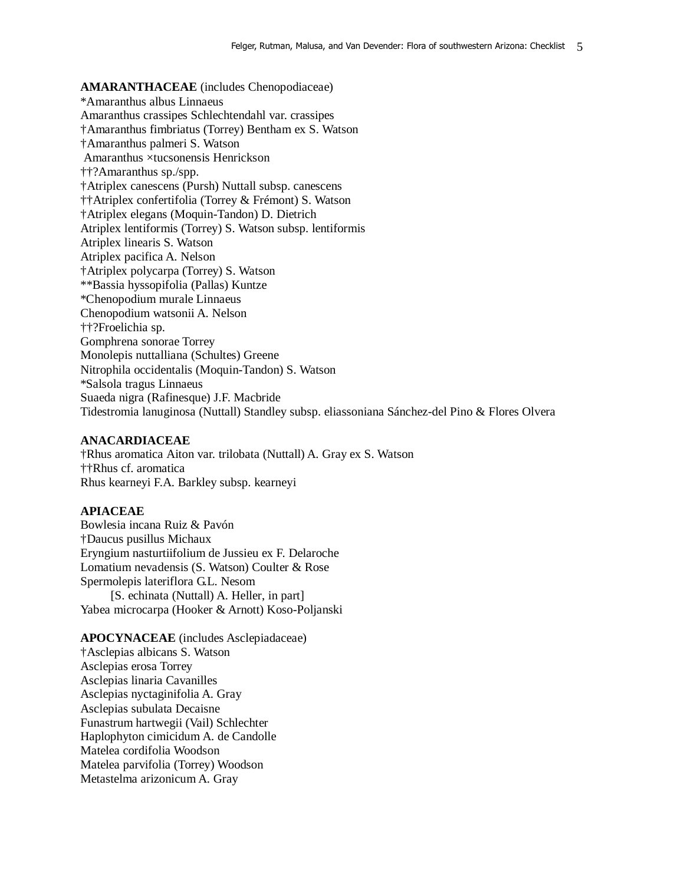**AMARANTHACEAE** (includes Chenopodiaceae)
*Amaranthus albus Linnaeus
Amaranthus crassipes Schlechtendahl var. crassipes
†Amaranthus fimbriatus (Torrey) Bentham ex S. Watson
†Amaranthus palmeri S. Watson
Amaranthus ×tucsonensis Henrickson
††?Amaranthus sp./spp.
†Atriplex canescens (Pursh) Nuttall subsp. canescens
††Atriplex confertifolia (Torrey & Frémont) S. Watson
†Atriplex elegans (Moquin-Tandon) D. Dietrich
Atriplex lentiformis (Torrey) S. Watson subsp. lentiformis
Atriplex linearis S. Watson
Atriplex pacifica A. Nelson
†Atriplex polycarpa (Torrey) S. Watson
**Bassia hyssopifolia (Pallas) Kuntze
*Chenopodium murale Linnaeus
Chenopodium watsonii A. Nelson
††?Froelichia sp.
Gomphrena sonorae Torrey
Monolepis nuttalliana (Schultes) Greene
Nitrophila occidentalis (Moquin-Tandon) S. Watson
*Salsola tragus Linnaeus
Suaeda nigra (Rafinesque) J.F. Macbride
Tidestromia lanuginosa (Nuttall) Standley subsp. eliassoniana Sánchez-del Pino & Flores Olvera

**ANACARDIACEAE**
†Rhus aromatica Aiton var. trilobata (Nuttall) A. Gray ex S. Watson
††Rhus cf. aromatica
Rhus kearneyi F.A. Barkley subsp. kearneyi

**APIACEAE**
Bowlesia incana Ruiz & Pavón
†Daucus pusillus Michaux
Eryngium nasturtiifolium de Jussieu ex F. Delaroche
Lomatium nevadensis (S. Watson) Coulter & Rose
Spermolepis lateriflora G.L. Nesom
    [S. echinata (Nuttall) A. Heller, in part]
Yabea microcarpa (Hooker & Arnott) Koso-Poljanski

**APOCYNACEAE** (includes Asclepiadaceae)
†Asclepias albicans S. Watson
Asclepias erosa Torrey
Asclepias linaria Cavanilles
Asclepias nyctaginifolia A. Gray
Asclepias subulata Decaisne
Funastrum hartwegii (Vail) Schlechter
Haplophyton cimicidum A. de Candolle
Matelea cordifolia Woodson
Matelea parvifolia (Torrey) Woodson
Metastelma arizonicum A. Gray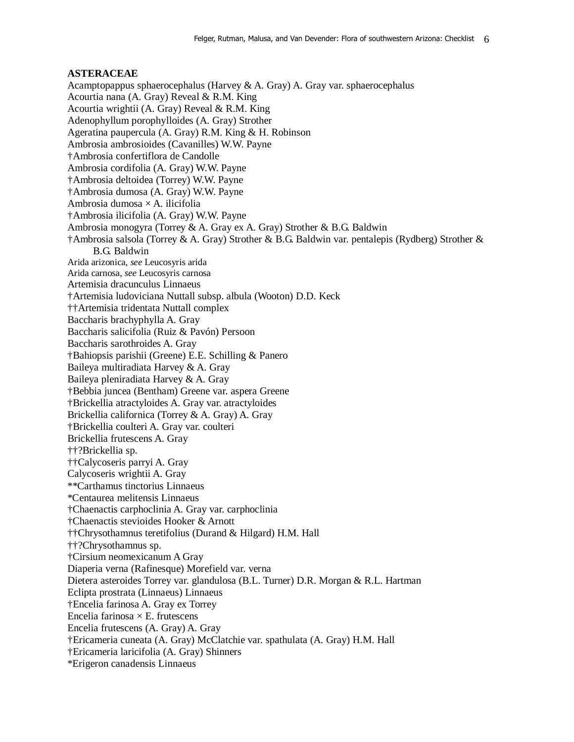**ASTERACEAE**

Acamptopappus sphaerocephalus (Harvey & A. Gray) A. Gray var. sphaerocephalus
Acourtia nana (A. Gray) Reveal & R.M. King
Acourtia wrightii (A. Gray) Reveal & R.M. King
Adenophyllum porophylloides (A. Gray) Strother
Ageratina paupercula (A. Gray) R.M. King & H. Robinson
Ambrosia ambrosioides (Cavanilles) W.W. Payne
†Ambrosia confertiflora de Candolle
Ambrosia cordifolia (A. Gray) W.W. Payne
†Ambrosia deltoidea (Torrey) W.W. Payne
†Ambrosia dumosa (A. Gray) W.W. Payne
Ambrosia dumosa × A. ilicifolia
†Ambrosia ilicifolia (A. Gray) W.W. Payne
Ambrosia monogyra (Torrey & A. Gray ex A. Gray) Strother & B.G. Baldwin
†Ambrosia salsola (Torrey & A. Gray) Strother & B.G. Baldwin var. pentalepis (Rydberg) Strother & B.G. Baldwin
Arida arizonica, *see* Leucosyris arida
Arida carnosa, *see* Leucosyris carnosa
Artemisia dracunculus Linnaeus
†Artemisia ludoviciana Nuttall subsp. albula (Wooton) D.D. Keck
††Artemisia tridentata Nuttall complex
Baccharis brachyphylla A. Gray
Baccharis salicifolia (Ruiz & Pavón) Persoon
Baccharis sarothroides A. Gray
†Bahiopsis parishii (Greene) E.E. Schilling & Panero
Baileya multiradiata Harvey & A. Gray
Baileya pleniradiata Harvey & A. Gray
†Bebbia juncea (Bentham) Greene var. aspera Greene
†Brickellia atractyloides A. Gray var. atractyloides
Brickellia californica (Torrey & A. Gray) A. Gray
†Brickellia coulteri A. Gray var. coulteri
Brickellia frutescens A. Gray
††?Brickellia sp.
††Calycoseris parryi A. Gray
Calycoseris wrightii A. Gray
**Carthamus tinctorius Linnaeus
*Centaurea melitensis Linnaeus
†Chaenactis carphoclinia A. Gray var. carphoclinia
†Chaenactis stevioides Hooker & Arnott
††Chrysothamnus teretifolius (Durand & Hilgard) H.M. Hall
††?Chrysothamnus sp.
†Cirsium neomexicanum A Gray
Diaperia verna (Rafinesque) Morefield var. verna
Dietera asteroides Torrey var. glandulosa (B.L. Turner) D.R. Morgan & R.L. Hartman
Eclipta prostrata (Linnaeus) Linnaeus
†Encelia farinosa A. Gray ex Torrey
Encelia farinosa × E. frutescens
Encelia frutescens (A. Gray) A. Gray
†Ericameria cuneata (A. Gray) McClatchie var. spathulata (A. Gray) H.M. Hall
†Ericameria laricifolia (A. Gray) Shinners
*Erigeron canadensis Linnaeus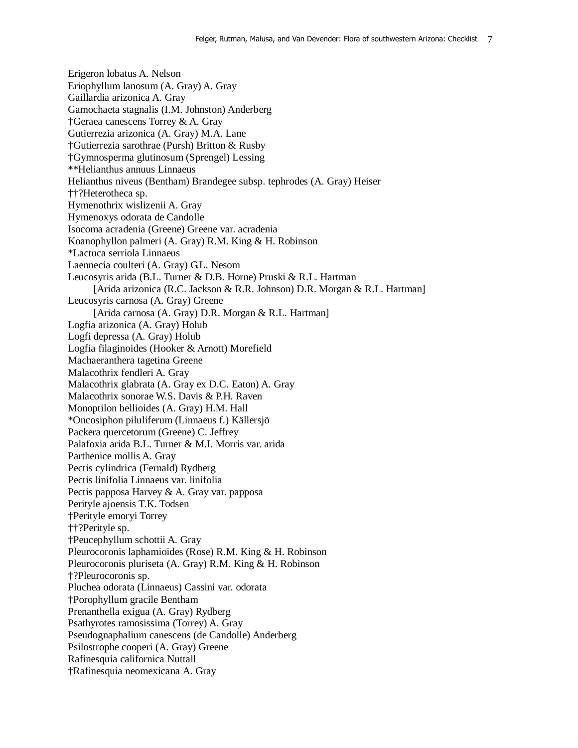Erigeron lobatus A. Nelson
Eriophyllum lanosum (A. Gray) A. Gray
Gaillardia arizonica A. Gray
Gamochaeta stagnalis (I.M. Johnston) Anderberg
†Geraea canescens Torrey & A. Gray
Gutierrezia arizonica (A. Gray) M.A. Lane
†Gutierrezia sarothrae (Pursh) Britton & Rusby
†Gymnosperma glutinosum (Sprengel) Lessing
**Helianthus annuus Linnaeus
Helianthus niveus (Bentham) Brandegee subsp. tephrodes (A. Gray) Heiser
††?Heterotheca sp.
Hymenothrix wislizenii A. Gray
Hymenoxys odorata de Candolle
Isocoma acradenia (Greene) Greene var. acradenia
Koanophyllon palmeri (A. Gray) R.M. King & H. Robinson
*Lactuca serriola Linnaeus
Laennecia coulteri (A. Gray) G.L. Nesom
Leucosyris arida (B.L. Turner & D.B. Horne) Pruski & R.L. Hartman
    [Arida arizonica (R.C. Jackson & R.R. Johnson) D.R. Morgan & R.L. Hartman]
Leucosyris carnosa (A. Gray) Greene
    [Arida carnosa (A. Gray) D.R. Morgan & R.L. Hartman]
Logfia arizonica (A. Gray) Holub
Logfi depressa (A. Gray) Holub
Logfia filaginoides (Hooker & Arnott) Morefield
Machaeranthera tagetina Greene
Malacothrix fendleri A. Gray
Malacothrix glabrata (A. Gray ex D.C. Eaton) A. Gray
Malacothrix sonorae W.S. Davis & P.H. Raven
Monoptilon bellioides (A. Gray) H.M. Hall
*Oncosiphon piluliferum (Linnaeus f.) Källersjö
Packera quercetorum (Greene) C. Jeffrey
Palafoxia arida B.L. Turner & M.I. Morris var. arida
Parthenice mollis A. Gray
Pectis cylindrica (Fernald) Rydberg
Pectis linifolia Linnaeus var. linifolia
Pectis papposa Harvey & A. Gray var. papposa
Perityle ajoensis T.K. Todsen
†Perityle emoryi Torrey
††?Perityle sp.
†Peucephyllum schottii A. Gray
Pleurocoronis laphamioides (Rose) R.M. King & H. Robinson
Pleurocoronis pluriseta (A. Gray) R.M. King & H. Robinson
†?Pleurocoronis sp.
Pluchea odorata (Linnaeus) Cassini var. odorata
†Porophyllum gracile Bentham
Prenanthella exigua (A. Gray) Rydberg
Psathyrotes ramosissima (Torrey) A. Gray
Pseudognaphalium canescens (de Candolle) Anderberg
Psilostrophe cooperi (A. Gray) Greene
Rafinesquia californica Nuttall
†Rafinesquia neomexicana A. Gray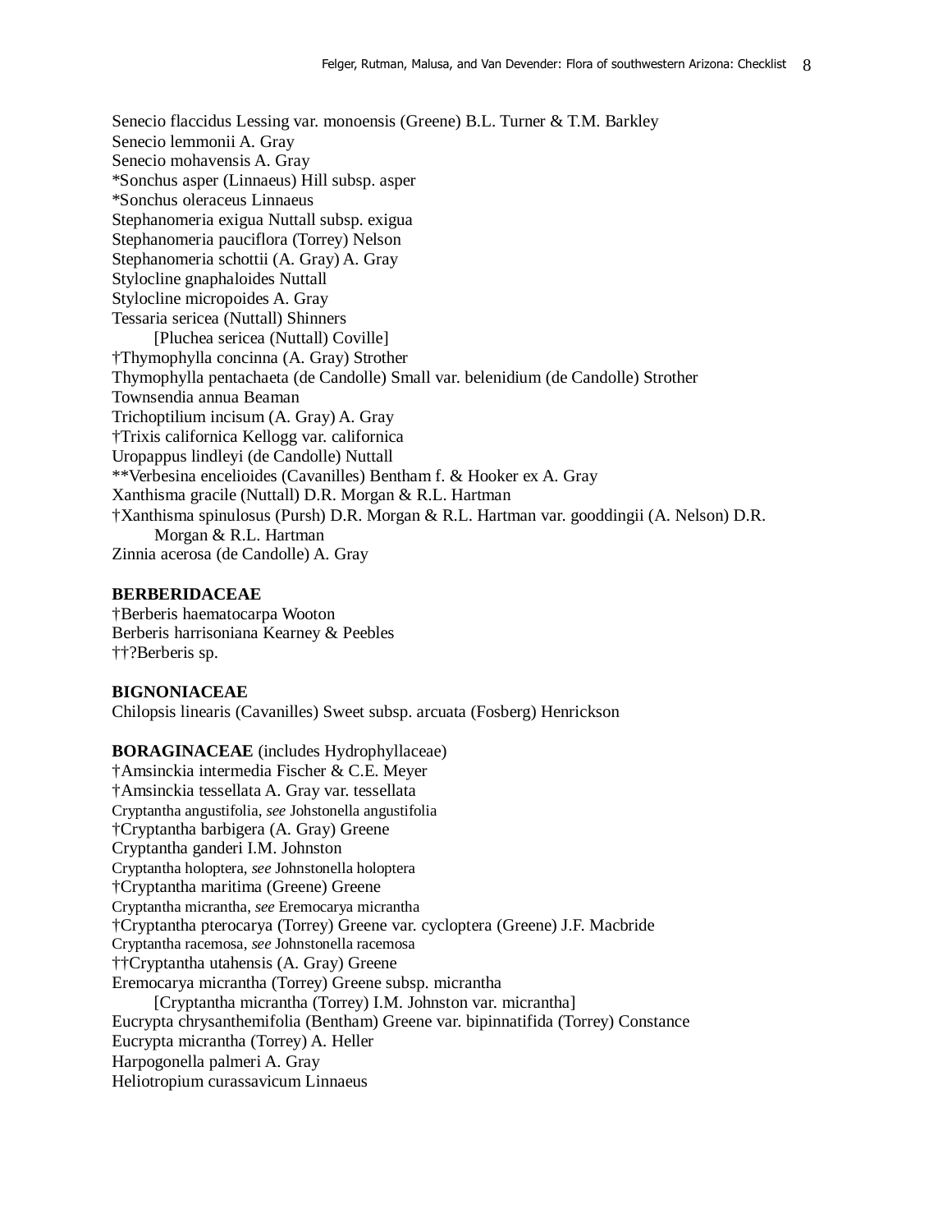Senecio flaccidus Lessing var. monoensis (Greene) B.L. Turner & T.M. Barkley
Senecio lemmonii A. Gray
Senecio mohavensis A. Gray
*Sonchus asper (Linnaeus) Hill subsp. asper
*Sonchus oleraceus Linnaeus
Stephanomeria exigua Nuttall subsp. exigua
Stephanomeria pauciflora (Torrey) Nelson
Stephanomeria schottii (A. Gray) A. Gray
Stylocline gnaphaloides Nuttall
Stylocline micropoides A. Gray
Tessaria sericea (Nuttall) Shinners
    [Pluchea sericea (Nuttall) Coville]
†Thymophylla concinna (A. Gray) Strother
Thymophylla pentachaeta (de Candolle) Small var. belenidium (de Candolle) Strother
Townsendia annua Beaman
Trichoptilium incisum (A. Gray) A. Gray
†Trixis californica Kellogg var. californica
Uropappus lindleyi (de Candolle) Nuttall
**Verbesina encelioides (Cavanilles) Bentham f. & Hooker ex A. Gray
Xanthisma gracile (Nuttall) D.R. Morgan & R.L. Hartman
†Xanthisma spinulosus (Pursh) D.R. Morgan & R.L. Hartman var. gooddingii (A. Nelson) D.R. Morgan & R.L. Hartman
Zinnia acerosa (de Candolle) A. Gray

**BERBERIDACEAE**
†Berberis haematocarpa Wooton
Berberis harrisoniana Kearney & Peebles
††?Berberis sp.

**BIGNONIACEAE**
Chilopsis linearis (Cavanilles) Sweet subsp. arcuata (Fosberg) Henrickson

**BORAGINACEAE** (includes Hydrophyllaceae)
†Amsinckia intermedia Fischer & C.E. Meyer
†Amsinckia tessellata A. Gray var. tessellata
Cryptantha angustifolia, *see* Johstonella angustifolia
†Cryptantha barbigera (A. Gray) Greene
Cryptantha ganderi I.M. Johnston
Cryptantha holoptera, *see* Johnstonella holoptera
†Cryptantha maritima (Greene) Greene
Cryptantha micrantha, *see* Eremocarya micrantha
†Cryptantha pterocarya (Torrey) Greene var. cycloptera (Greene) J.F. Macbride
Cryptantha racemosa, *see* Johnstonella racemosa
††Cryptantha utahensis (A. Gray) Greene
Eremocarya micrantha (Torrey) Greene subsp. micrantha
    [Cryptantha micrantha (Torrey) I.M. Johnston var. micrantha]
Eucrypta chrysanthemifolia (Bentham) Greene var. bipinnatifida (Torrey) Constance
Eucrypta micrantha (Torrey) A. Heller
Harpogonella palmeri A. Gray
Heliotropium curassavicum Linnaeus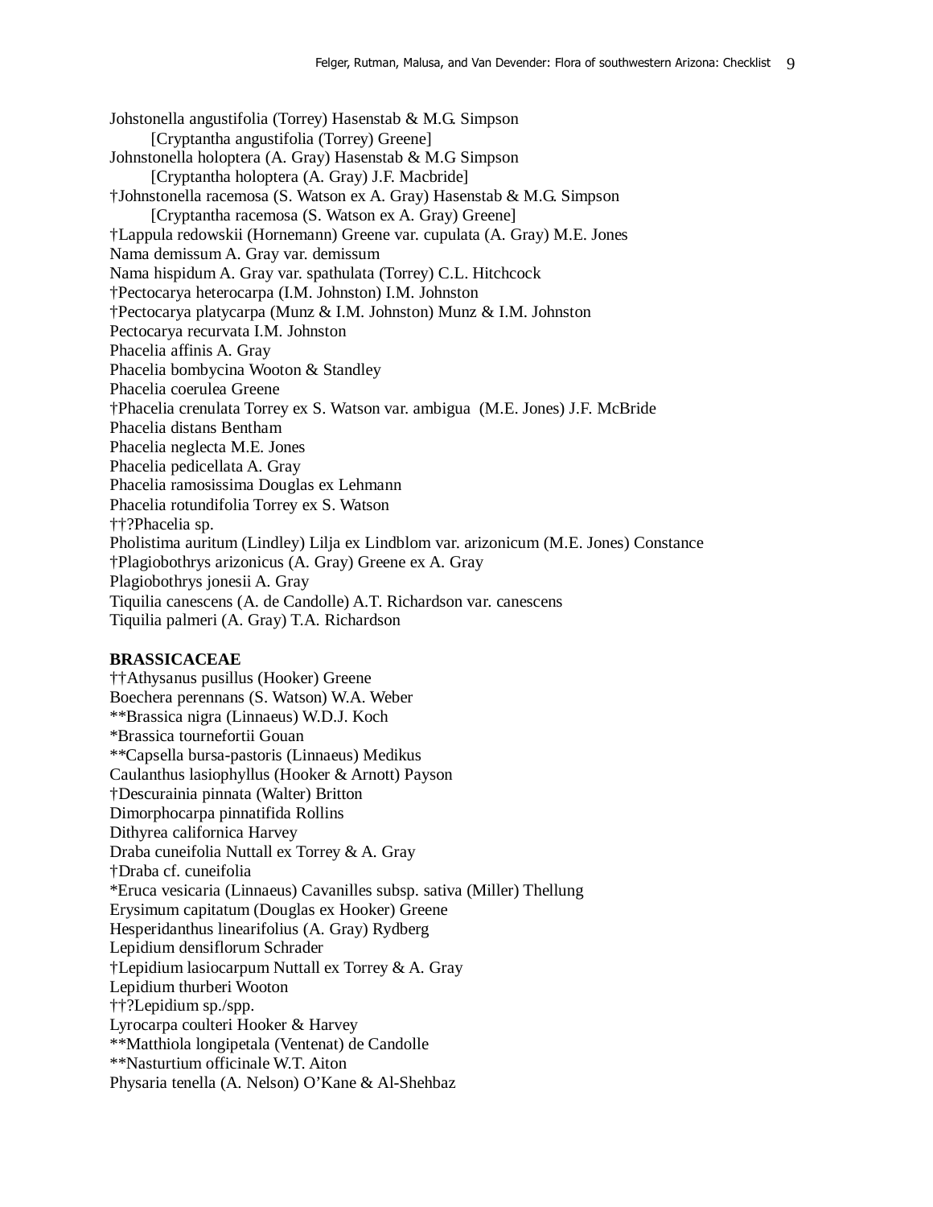Johstonella angustifolia (Torrey) Hasenstab & M.G. Simpson
    [Cryptantha angustifolia (Torrey) Greene]
Johnstonella holoptera (A. Gray) Hasenstab & M.G Simpson
    [Cryptantha holoptera (A. Gray) J.F. Macbride]
†Johnstonella racemosa (S. Watson ex A. Gray) Hasenstab & M.G. Simpson
    [Cryptantha racemosa (S. Watson ex A. Gray) Greene]
†Lappula redowskii (Hornemann) Greene var. cupulata (A. Gray) M.E. Jones
Nama demissum A. Gray var. demissum
Nama hispidum A. Gray var. spathulata (Torrey) C.L. Hitchcock
†Pectocarya heterocarpa (I.M. Johnston) I.M. Johnston
†Pectocarya platycarpa (Munz & I.M. Johnston) Munz & I.M. Johnston
Pectocarya recurvata I.M. Johnston
Phacelia affinis A. Gray
Phacelia bombycina Wooton & Standley
Phacelia coerulea Greene
†Phacelia crenulata Torrey ex S. Watson var. ambigua (M.E. Jones) J.F. McBride
Phacelia distans Bentham
Phacelia neglecta M.E. Jones
Phacelia pedicellata A. Gray
Phacelia ramosissima Douglas ex Lehmann
Phacelia rotundifolia Torrey ex S. Watson
††?Phacelia sp.
Pholistima auritum (Lindley) Lilja ex Lindblom var. arizonicum (M.E. Jones) Constance
†Plagiobothrys arizonicus (A. Gray) Greene ex A. Gray
Plagiobothrys jonesii A. Gray
Tiquilia canescens (A. de Candolle) A.T. Richardson var. canescens
Tiquilia palmeri (A. Gray) T.A. Richardson

**BRASSICACEAE**
††Athysanus pusillus (Hooker) Greene
Boechera perennans (S. Watson) W.A. Weber
**Brassica nigra (Linnaeus) W.D.J. Koch
*Brassica tournefortii Gouan
**Capsella bursa-pastoris (Linnaeus) Medikus
Caulanthus lasiophyllus (Hooker & Arnott) Payson
†Descurainia pinnata (Walter) Britton
Dimorphocarpa pinnatifida Rollins
Dithyrea californica Harvey
Draba cuneifolia Nuttall ex Torrey & A. Gray
†Draba cf. cuneifolia
*Eruca vesicaria (Linnaeus) Cavanilles subsp. sativa (Miller) Thellung
Erysimum capitatum (Douglas ex Hooker) Greene
Hesperidanthus linearifolius (A. Gray) Rydberg
Lepidium densiflorum Schrader
†Lepidium lasiocarpum Nuttall ex Torrey & A. Gray
Lepidium thurberi Wooton
††?Lepidium sp./spp.
Lyrocarpa coulteri Hooker & Harvey
**Matthiola longipetala (Ventenat) de Candolle
**Nasturtium officinale W.T. Aiton
Physaria tenella (A. Nelson) O'Kane & Al-Shehbaz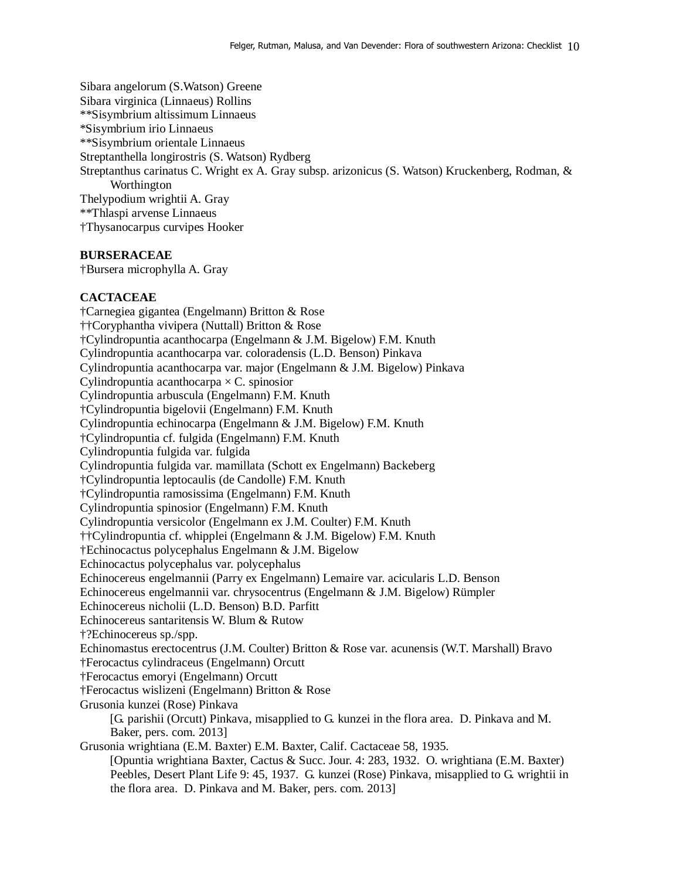Sibara angelorum (S.Watson) Greene
Sibara virginica (Linnaeus) Rollins
**Sisymbrium altissimum Linnaeus
*Sisymbrium irio Linnaeus
**Sisymbrium orientale Linnaeus
Streptanthella longirostris (S. Watson) Rydberg
Streptanthus carinatus C. Wright ex A. Gray subsp. arizonicus (S. Watson) Kruckenberg, Rodman, & Worthington
Thelypodium wrightii A. Gray
**Thlaspi arvense Linnaeus
†Thysanocarpus curvipes Hooker

**BURSERACEAE**
†Bursera microphylla A. Gray

**CACTACEAE**
†Carnegiea gigantea (Engelmann) Britton & Rose
††Coryphantha vivipera (Nuttall) Britton & Rose
†Cylindropuntia acanthocarpa (Engelmann & J.M. Bigelow) F.M. Knuth
Cylindropuntia acanthocarpa var. coloradensis (L.D. Benson) Pinkava
Cylindropuntia acanthocarpa var. major (Engelmann & J.M. Bigelow) Pinkava
Cylindropuntia acanthocarpa × C. spinosior
Cylindropuntia arbuscula (Engelmann) F.M. Knuth
†Cylindropuntia bigelovii (Engelmann) F.M. Knuth
Cylindropuntia echinocarpa (Engelmann & J.M. Bigelow) F.M. Knuth
†Cylindropuntia cf. fulgida (Engelmann) F.M. Knuth
Cylindropuntia fulgida var. fulgida
Cylindropuntia fulgida var. mamillata (Schott ex Engelmann) Backeberg
†Cylindropuntia leptocaulis (de Candolle) F.M. Knuth
†Cylindropuntia ramosissima (Engelmann) F.M. Knuth
Cylindropuntia spinosior (Engelmann) F.M. Knuth
Cylindropuntia versicolor (Engelmann ex J.M. Coulter) F.M. Knuth
††Cylindropuntia cf. whipplei (Engelmann & J.M. Bigelow) F.M. Knuth
†Echinocactus polycephalus Engelmann & J.M. Bigelow
Echinocactus polycephalus var. polycephalus
Echinocereus engelmannii (Parry ex Engelmann) Lemaire var. acicularis L.D. Benson
Echinocereus engelmannii var. chrysocentrus (Engelmann & J.M. Bigelow) Rümpler
Echinocereus nicholii (L.D. Benson) B.D. Parfitt
Echinocereus santaritensis W. Blum & Rutow
†?Echinocereus sp./spp.
Echinomastus erectocentrus (J.M. Coulter) Britton & Rose var. acunensis (W.T. Marshall) Bravo
†Ferocactus cylindraceus (Engelmann) Orcutt
†Ferocactus emoryi (Engelmann) Orcutt
†Ferocactus wislizeni (Engelmann) Britton & Rose
Grusonia kunzei (Rose) Pinkava
[G. parishii (Orcutt) Pinkava, misapplied to G. kunzei in the flora area. D. Pinkava and M. Baker, pers. com. 2013]
Grusonia wrightiana (E.M. Baxter) E.M. Baxter, Calif. Cactaceae 58, 1935.
[Opuntia wrightiana Baxter, Cactus & Succ. Jour. 4: 283, 1932. O. wrightiana (E.M. Baxter) Peebles, Desert Plant Life 9: 45, 1937. G. kunzei (Rose) Pinkava, misapplied to G. wrightii in the flora area. D. Pinkava and M. Baker, pers. com. 2013]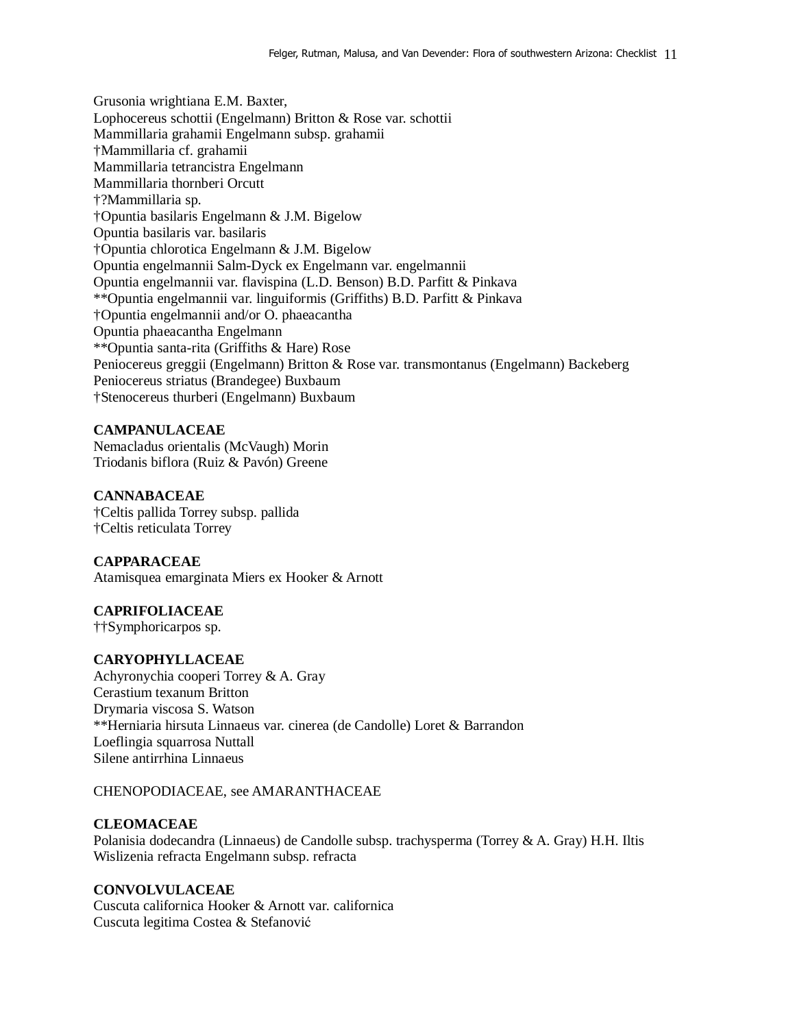Grusonia wrightiana E.M. Baxter,
Lophocereus schottii (Engelmann) Britton & Rose var. schottii
Mammillaria grahamii Engelmann subsp. grahamii
†Mammillaria cf. grahamii
Mammillaria tetrancistra Engelmann
Mammillaria thornberi Orcutt
†?Mammillaria sp.
†Opuntia basilaris Engelmann & J.M. Bigelow
Opuntia basilaris var. basilaris
†Opuntia chlorotica Engelmann & J.M. Bigelow
Opuntia engelmannii Salm-Dyck ex Engelmann var. engelmannii
Opuntia engelmannii var. flavispina (L.D. Benson) B.D. Parfitt & Pinkava
**Opuntia engelmannii var. linguiformis (Griffiths) B.D. Parfitt & Pinkava
†Opuntia engelmannii and/or O. phaeacantha
Opuntia phaeacantha Engelmann
**Opuntia santa-rita (Griffiths & Hare) Rose
Peniocereus greggii (Engelmann) Britton & Rose var. transmontanus (Engelmann) Backeberg
Peniocereus striatus (Brandegee) Buxbaum
†Stenocereus thurberi (Engelmann) Buxbaum

**CAMPANULACEAE**
Nemacladus orientalis (McVaugh) Morin
Triodanis biflora (Ruiz & Pavón) Greene

**CANNABACEAE**
†Celtis pallida Torrey subsp. pallida
†Celtis reticulata Torrey

**CAPPARACEAE**
Atamisquea emarginata Miers ex Hooker & Arnott

**CAPRIFOLIACEAE**
††Symphoricarpos sp.

**CARYOPHYLLACEAE**
Achyronychia cooperi Torrey & A. Gray
Cerastium texanum Britton
Drymaria viscosa S. Watson
**Herniaria hirsuta Linnaeus var. cinerea (de Candolle) Loret & Barrandon
Loeflingia squarrosa Nuttall
Silene antirrhina Linnaeus

CHENOPODIACEAE, see AMARANTHACEAE

**CLEOMACEAE**
Polanisia dodecandra (Linnaeus) de Candolle subsp. trachysperma (Torrey & A. Gray) H.H. Iltis
Wislizenia refracta Engelmann subsp. refracta

**CONVOLVULACEAE**
Cuscuta californica Hooker & Arnott var. californica
Cuscuta legitima Costea & Stefanović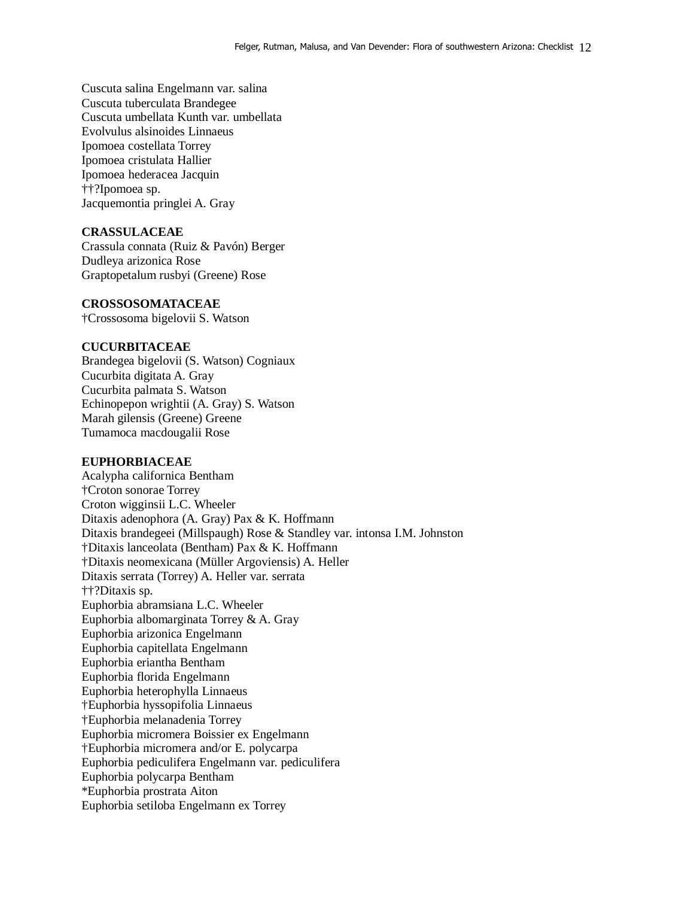Cuscuta salina Engelmann var. salina
Cuscuta tuberculata Brandegee
Cuscuta umbellata Kunth var. umbellata
Evolvulus alsinoides Linnaeus
Ipomoea costellata Torrey
Ipomoea cristulata Hallier
Ipomoea hederacea Jacquin
††?Ipomoea sp.
Jacquemontia pringlei A. Gray

**CRASSULACEAE**
Crassula connata (Ruiz & Pavón) Berger
Dudleya arizonica Rose
Graptopetalum rusbyi (Greene) Rose

**CROSSOSOMATACEAE**
†Crossosoma bigelovii S. Watson

**CUCURBITACEAE**
Brandegea bigelovii (S. Watson) Cogniaux
Cucurbita digitata A. Gray
Cucurbita palmata S. Watson
Echinopepon wrightii (A. Gray) S. Watson
Marah gilensis (Greene) Greene
Tumamoca macdougalii Rose

**EUPHORBIACEAE**
Acalypha californica Bentham
†Croton sonorae Torrey
Croton wigginsii L.C. Wheeler
Ditaxis adenophora (A. Gray) Pax & K. Hoffmann
Ditaxis brandegeei (Millspaugh) Rose & Standley var. intonsa I.M. Johnston
†Ditaxis lanceolata (Bentham) Pax & K. Hoffmann
†Ditaxis neomexicana (Müller Argoviensis) A. Heller
Ditaxis serrata (Torrey) A. Heller var. serrata
††?Ditaxis sp.
Euphorbia abramsiana L.C. Wheeler
Euphorbia albomarginata Torrey & A. Gray
Euphorbia arizonica Engelmann
Euphorbia capitellata Engelmann
Euphorbia eriantha Bentham
Euphorbia florida Engelmann
Euphorbia heterophylla Linnaeus
†Euphorbia hyssopifolia Linnaeus
†Euphorbia melanadenia Torrey
Euphorbia micromera Boissier ex Engelmann
†Euphorbia micromera and/or E. polycarpa
Euphorbia pediculifera Engelmann var. pediculifera
Euphorbia polycarpa Bentham
*Euphorbia prostrata Aiton
Euphorbia setiloba Engelmann ex Torrey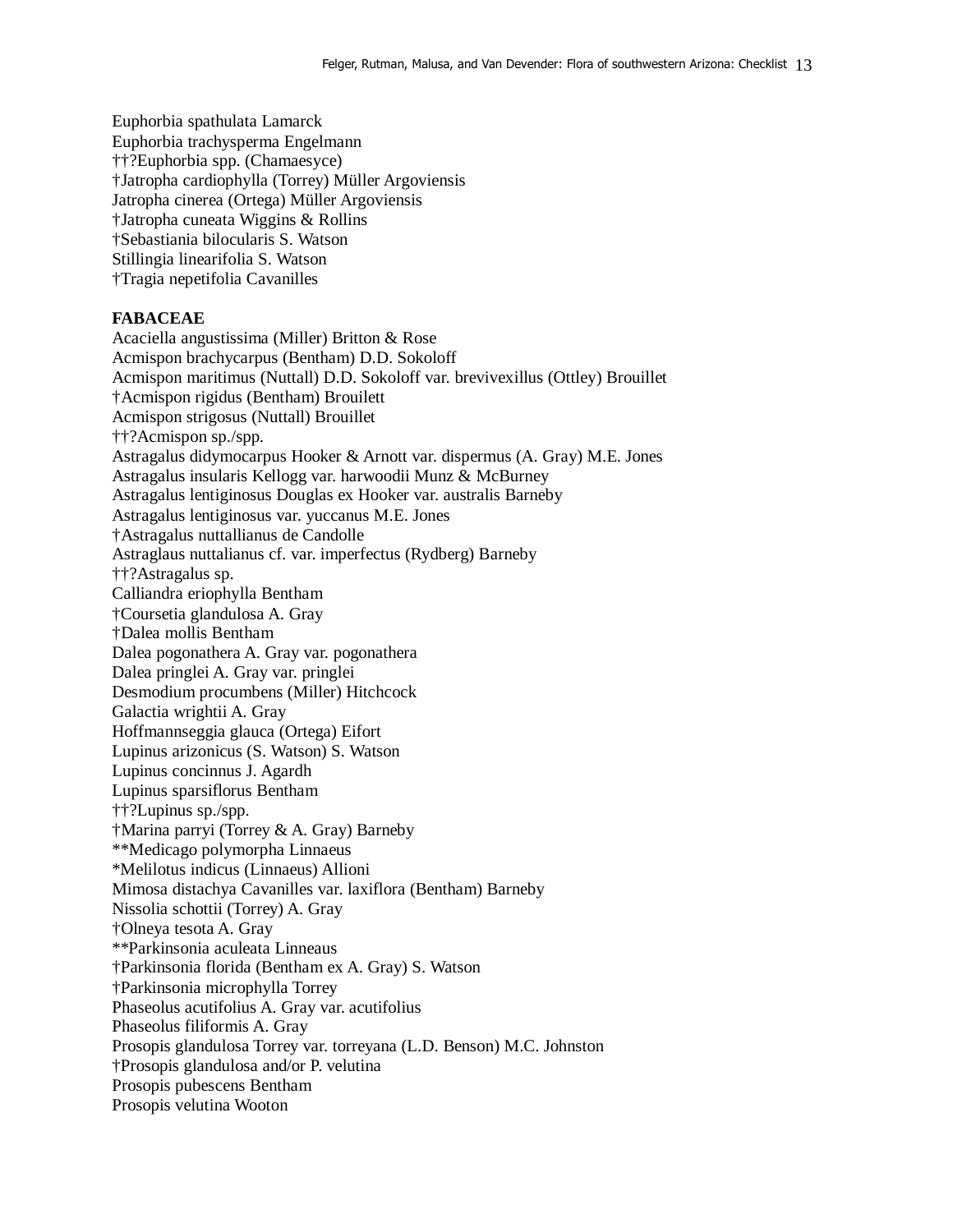Euphorbia spathulata Lamarck
Euphorbia trachysperma Engelmann
††?Euphorbia spp. (Chamaesyce)
†Jatropha cardiophylla (Torrey) Müller Argoviensis
Jatropha cinerea (Ortega) Müller Argoviensis
†Jatropha cuneata Wiggins & Rollins
†Sebastiania bilocularis S. Watson
Stillingia linearifolia S. Watson
†Tragia nepetifolia Cavanilles

**FABACEAE**
Acaciella angustissima (Miller) Britton & Rose
Acmispon brachycarpus (Bentham) D.D. Sokoloff
Acmispon maritimus (Nuttall) D.D. Sokoloff var. brevivexillus (Ottley) Brouillet
†Acmispon rigidus (Bentham) Brouilett
Acmispon strigosus (Nuttall) Brouillet
††?Acmispon sp./spp.
Astragalus didymocarpus Hooker & Arnott var. dispermus (A. Gray) M.E. Jones
Astragalus insularis Kellogg var. harwoodii Munz & McBurney
Astragalus lentiginosus Douglas ex Hooker var. australis Barneby
Astragalus lentiginosus var. yuccanus M.E. Jones
†Astragalus nuttallianus de Candolle
Astraglaus nuttalianus cf. var. imperfectus (Rydberg) Barneby
††?Astragalus sp.
Calliandra eriophylla Bentham
†Coursetia glandulosa A. Gray
†Dalea mollis Bentham
Dalea pogonathera A. Gray var. pogonathera
Dalea pringlei A. Gray var. pringlei
Desmodium procumbens (Miller) Hitchcock
Galactia wrightii A. Gray
Hoffmannseggia glauca (Ortega) Eifort
Lupinus arizonicus (S. Watson) S. Watson
Lupinus concinnus J. Agardh
Lupinus sparsiflorus Bentham
††?Lupinus sp./spp.
†Marina parryi (Torrey & A. Gray) Barneby
**Medicago polymorpha Linnaeus
*Melilotus indicus (Linnaeus) Allioni
Mimosa distachya Cavanilles var. laxiflora (Bentham) Barneby
Nissolia schottii (Torrey) A. Gray
†Olneya tesota A. Gray
**Parkinsonia aculeata Linneaus
†Parkinsonia florida (Bentham ex A. Gray) S. Watson
†Parkinsonia microphylla Torrey
Phaseolus acutifolius A. Gray var. acutifolius
Phaseolus filiformis A. Gray
Prosopis glandulosa Torrey var. torreyana (L.D. Benson) M.C. Johnston
†Prosopis glandulosa and/or P. velutina
Prosopis pubescens Bentham
Prosopis velutina Wooton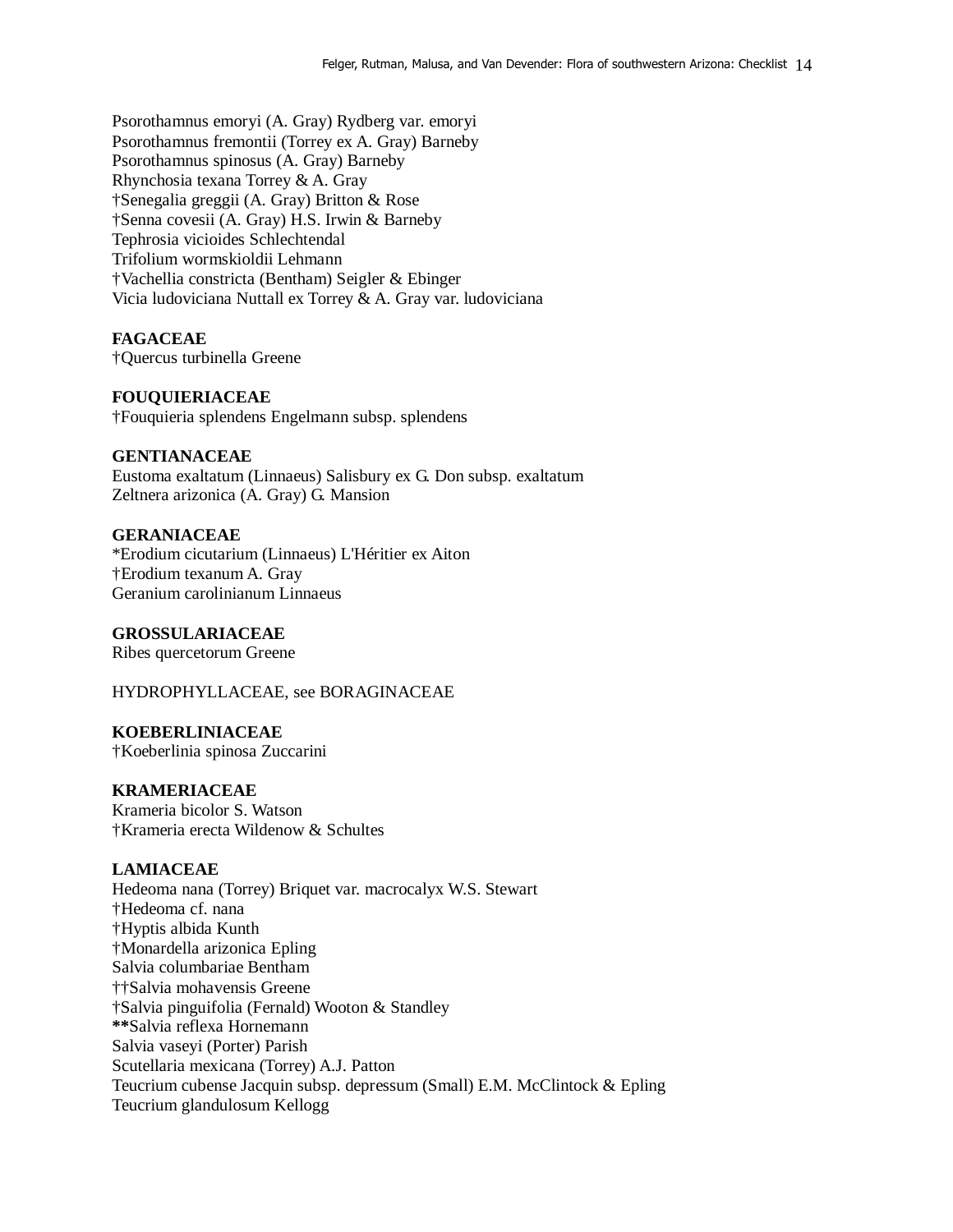Psorothamnus emoryi (A. Gray) Rydberg var. emoryi
Psorothamnus fremontii (Torrey ex A. Gray) Barneby
Psorothamnus spinosus (A. Gray) Barneby
Rhynchosia texana Torrey & A. Gray
†Senegalia greggii (A. Gray) Britton & Rose
†Senna covesii (A. Gray) H.S. Irwin & Barneby
Tephrosia vicioides Schlechtendal
Trifolium wormskioldii Lehmann
†Vachellia constricta (Bentham) Seigler & Ebinger
Vicia ludoviciana Nuttall ex Torrey & A. Gray var. ludoviciana

**FAGACEAE**
†Quercus turbinella Greene

**FOUQUIERIACEAE**
†Fouquieria splendens Engelmann subsp. splendens

**GENTIANACEAE**
Eustoma exaltatum (Linnaeus) Salisbury ex G. Don subsp. exaltatum
Zeltnera arizonica (A. Gray) G. Mansion

**GERANIACEAE**
*Erodium cicutarium (Linnaeus) L'Héritier ex Aiton
†Erodium texanum A. Gray
Geranium carolinianum Linnaeus

**GROSSULARIACEAE**
Ribes quercetorum Greene

HYDROPHYLLACEAE, see BORAGINACEAE

**KOEBERLINIACEAE**
†Koeberlinia spinosa Zuccarini

**KRAMERIACEAE**
Krameria bicolor S. Watson
†Krameria erecta Wildenow & Schultes

**LAMIACEAE**
Hedeoma nana (Torrey) Briquet var. macrocalyx W.S. Stewart
†Hedeoma cf. nana
†Hyptis albida Kunth
†Monardella arizonica Epling
Salvia columbariae Bentham
††Salvia mohavensis Greene
†Salvia pinguifolia (Fernald) Wooton & Standley
**\*\***Salvia reflexa Hornemann
Salvia vaseyi (Porter) Parish
Scutellaria mexicana (Torrey) A.J. Patton
Teucrium cubense Jacquin subsp. depressum (Small) E.M. McClintock & Epling
Teucrium glandulosum Kellogg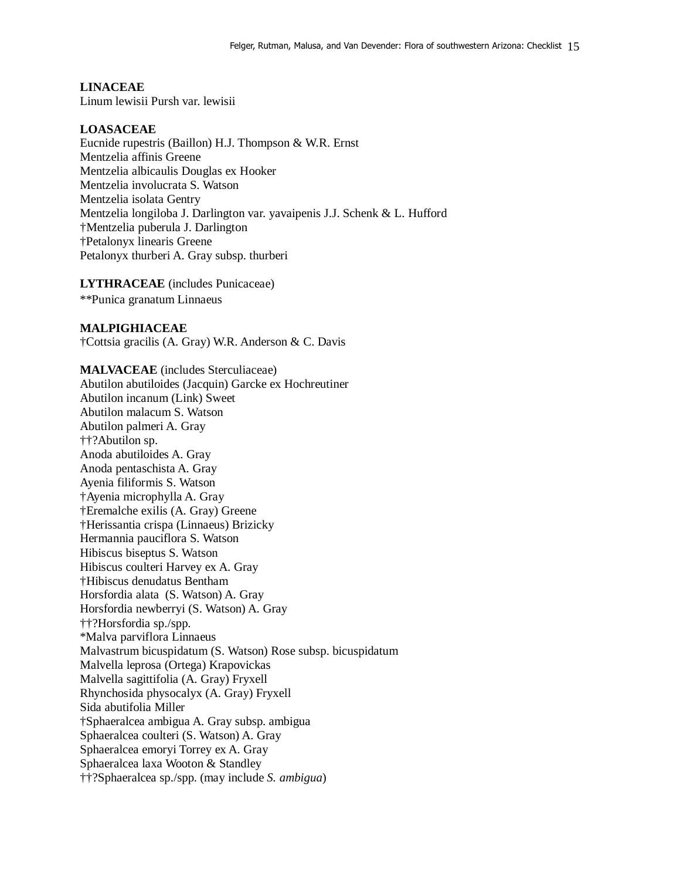**LINACEAE**
Linum lewisii Pursh var. lewisii

**LOASACEAE**
Eucnide rupestris (Baillon) H.J. Thompson & W.R. Ernst
Mentzelia affinis Greene
Mentzelia albicaulis Douglas ex Hooker
Mentzelia involucrata S. Watson
Mentzelia isolata Gentry
Mentzelia longiloba J. Darlington var. yavaipenis J.J. Schenk & L. Hufford
†Mentzelia puberula J. Darlington
†Petalonyx linearis Greene
Petalonyx thurberi A. Gray subsp. thurberi

**LYTHRACEAE** (includes Punicaceae)
**Punica granatum Linnaeus

**MALPIGHIACEAE**
†Cottsia gracilis (A. Gray) W.R. Anderson & C. Davis

**MALVACEAE** (includes Sterculiaceae)
Abutilon abutiloides (Jacquin) Garcke ex Hochreutiner
Abutilon incanum (Link) Sweet
Abutilon malacum S. Watson
Abutilon palmeri A. Gray
††?Abutilon sp.
Anoda abutiloides A. Gray
Anoda pentaschista A. Gray
Ayenia filiformis S. Watson
†Ayenia microphylla A. Gray
†Eremalche exilis (A. Gray) Greene
†Herissantia crispa (Linnaeus) Brizicky
Hermannia pauciflora S. Watson
Hibiscus biseptus S. Watson
Hibiscus coulteri Harvey ex A. Gray
†Hibiscus denudatus Bentham
Horsfordia alata (S. Watson) A. Gray
Horsfordia newberryi (S. Watson) A. Gray
††?Horsfordia sp./spp.
*Malva parviflora Linnaeus
Malvastrum bicuspidatum (S. Watson) Rose subsp. bicuspidatum
Malvella leprosa (Ortega) Krapovickas
Malvella sagittifolia (A. Gray) Fryxell
Rhynchosida physocalyx (A. Gray) Fryxell
Sida abutifolia Miller
†Sphaeralcea ambigua A. Gray subsp. ambigua
Sphaeralcea coulteri (S. Watson) A. Gray
Sphaeralcea emoryi Torrey ex A. Gray
Sphaeralcea laxa Wooton & Standley
††?Sphaeralcea sp./spp. (may include *S. ambigua*)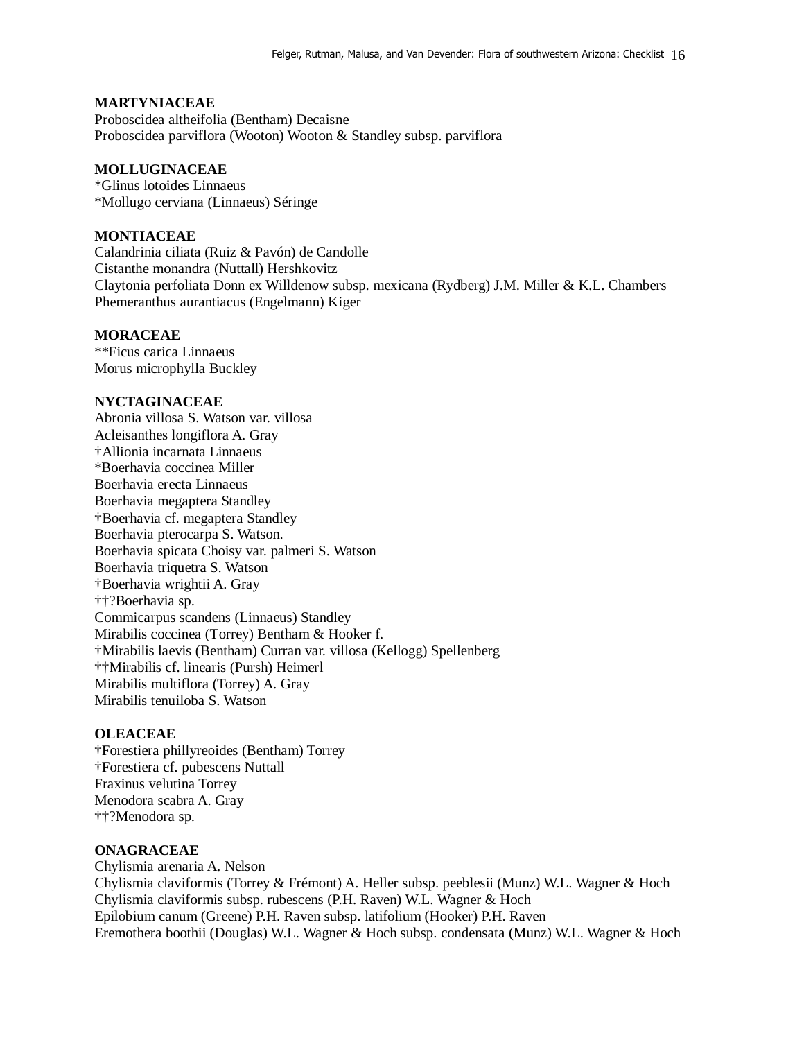**MARTYNIACEAE**
Proboscidea altheifolia (Bentham) Decaisne
Proboscidea parviflora (Wooton) Wooton & Standley subsp. parviflora

**MOLLUGINACEAE**
*Glinus lotoides Linnaeus
*Mollugo cerviana (Linnaeus) Séringe

**MONTIACEAE**
Calandrinia ciliata (Ruiz & Pavón) de Candolle
Cistanthe monandra (Nuttall) Hershkovitz
Claytonia perfoliata Donn ex Willdenow subsp. mexicana (Rydberg) J.M. Miller & K.L. Chambers
Phemeranthus aurantiacus (Engelmann) Kiger

**MORACEAE**
**Ficus carica Linnaeus
Morus microphylla Buckley

**NYCTAGINACEAE**
Abronia villosa S. Watson var. villosa
Acleisanthes longiflora A. Gray
†Allionia incarnata Linnaeus
*Boerhavia coccinea Miller
Boerhavia erecta Linnaeus
Boerhavia megaptera Standley
†Boerhavia cf. megaptera Standley
Boerhavia pterocarpa S. Watson.
Boerhavia spicata Choisy var. palmeri S. Watson
Boerhavia triquetra S. Watson
†Boerhavia wrightii A. Gray
††?Boerhavia sp.
Commicarpus scandens (Linnaeus) Standley
Mirabilis coccinea (Torrey) Bentham & Hooker f.
†Mirabilis laevis (Bentham) Curran var. villosa (Kellogg) Spellenberg
††Mirabilis cf. linearis (Pursh) Heimerl
Mirabilis multiflora (Torrey) A. Gray
Mirabilis tenuiloba S. Watson

**OLEACEAE**
†Forestiera phillyreoides (Bentham) Torrey
†Forestiera cf. pubescens Nuttall
Fraxinus velutina Torrey
Menodora scabra A. Gray
††?Menodora sp.

**ONAGRACEAE**
Chylismia arenaria A. Nelson
Chylismia claviformis (Torrey & Frémont) A. Heller subsp. peeblesii (Munz) W.L. Wagner & Hoch
Chylismia claviformis subsp. rubescens (P.H. Raven) W.L. Wagner & Hoch
Epilobium canum (Greene) P.H. Raven subsp. latifolium (Hooker) P.H. Raven
Eremothera boothii (Douglas) W.L. Wagner & Hoch subsp. condensata (Munz) W.L. Wagner & Hoch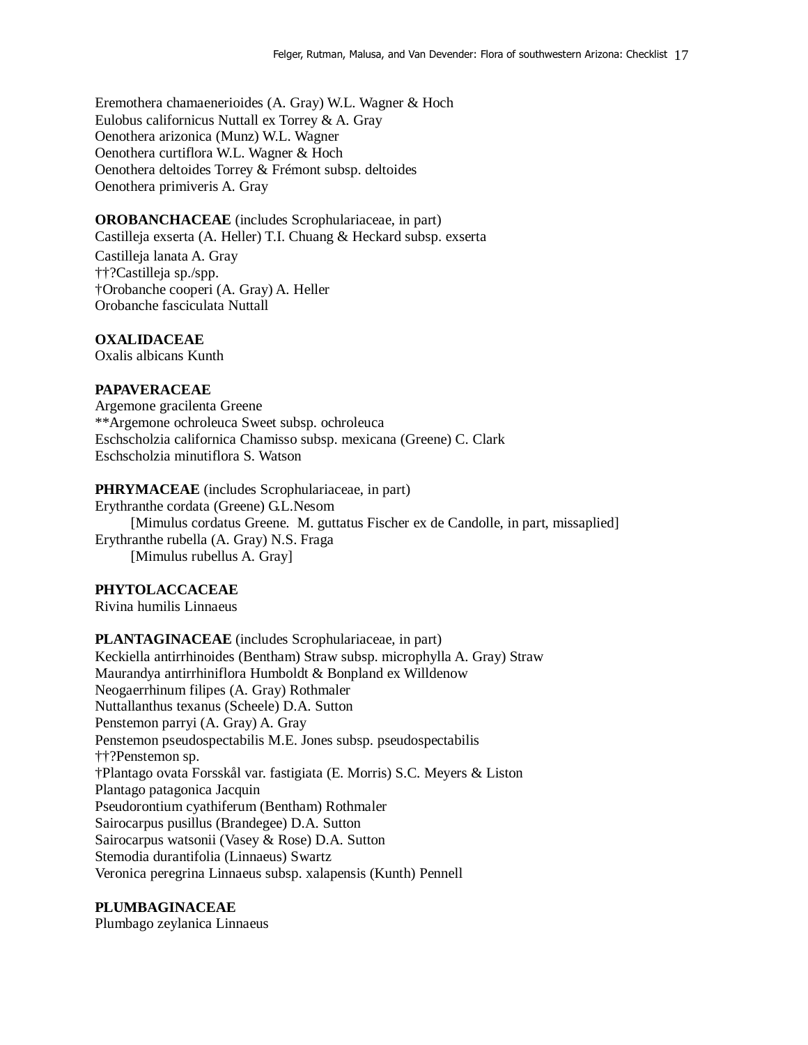Eremothera chamaenerioides (A. Gray) W.L. Wagner & Hoch
Eulobus californicus Nuttall ex Torrey & A. Gray
Oenothera arizonica (Munz) W.L. Wagner
Oenothera curtiflora W.L. Wagner & Hoch
Oenothera deltoides Torrey & Frémont subsp. deltoides
Oenothera primiveris A. Gray

**OROBANCHACEAE** (includes Scrophulariaceae, in part)
Castilleja exserta (A. Heller) T.I. Chuang & Heckard subsp. exserta
Castilleja lanata A. Gray
††?Castilleja sp./spp.
†Orobanche cooperi (A. Gray) A. Heller
Orobanche fasciculata Nuttall

**OXALIDACEAE**
Oxalis albicans Kunth

**PAPAVERACEAE**
Argemone gracilenta Greene
**Argemone ochroleuca Sweet subsp. ochroleuca
Eschscholzia californica Chamisso subsp. mexicana (Greene) C. Clark
Eschscholzia minutiflora S. Watson

**PHRYMACEAE** (includes Scrophulariaceae, in part)
Erythranthe cordata (Greene) G.L.Nesom
    [Mimulus cordatus Greene.  M. guttatus Fischer ex de Candolle, in part, missaplied]
Erythranthe rubella (A. Gray) N.S. Fraga
    [Mimulus rubellus A. Gray]

**PHYTOLACCACEAE**
Rivina humilis Linnaeus

**PLANTAGINACEAE** (includes Scrophulariaceae, in part)
Keckiella antirrhinoides (Bentham) Straw subsp. microphylla A. Gray) Straw
Maurandya antirrhiniflora Humboldt & Bonpland ex Willdenow
Neogaerrhinum filipes (A. Gray) Rothmaler
Nuttallanthus texanus (Scheele) D.A. Sutton
Penstemon parryi (A. Gray) A. Gray
Penstemon pseudospectabilis M.E. Jones subsp. pseudospectabilis
††?Penstemon sp.
†Plantago ovata Forsskål var. fastigiata (E. Morris) S.C. Meyers & Liston
Plantago patagonica Jacquin
Pseudorontium cyathiferum (Bentham) Rothmaler
Sairocarpus pusillus (Brandegee) D.A. Sutton
Sairocarpus watsonii (Vasey & Rose) D.A. Sutton
Stemodia durantifolia (Linnaeus) Swartz
Veronica peregrina Linnaeus subsp. xalapensis (Kunth) Pennell

**PLUMBAGINACEAE**
Plumbago zeylanica Linnaeus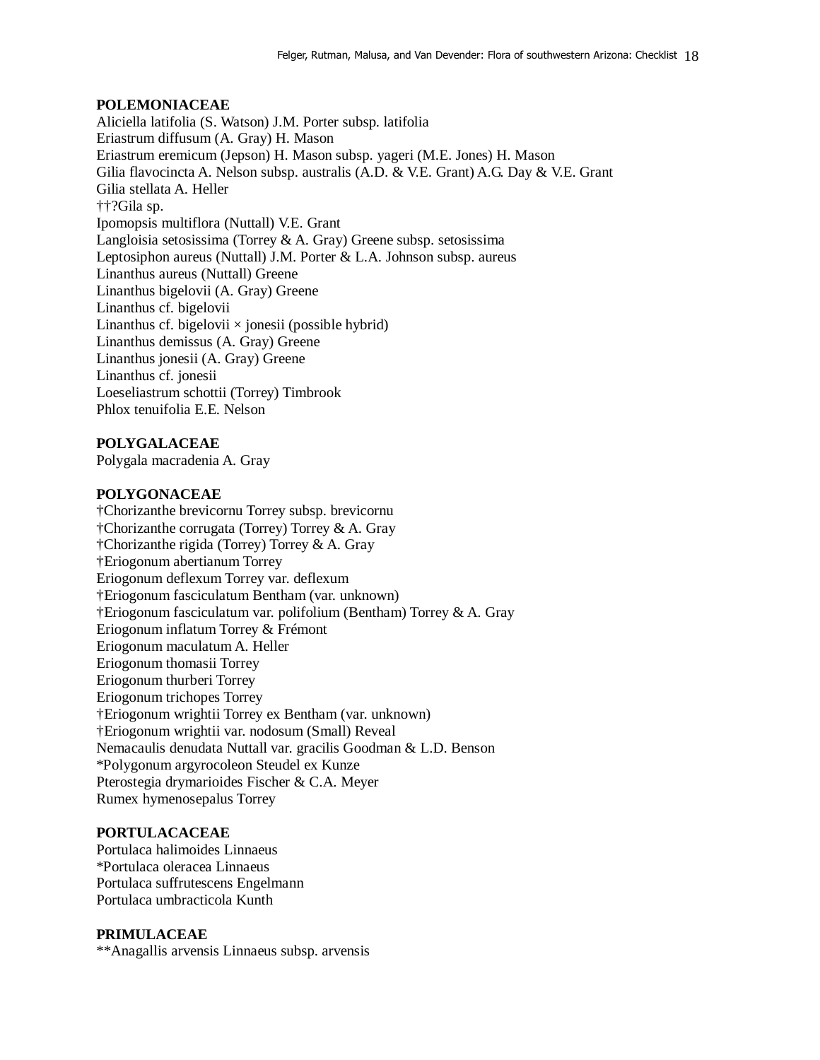**POLEMONIACEAE**
Aliciella latifolia (S. Watson) J.M. Porter subsp. latifolia
Eriastrum diffusum (A. Gray) H. Mason
Eriastrum eremicum (Jepson) H. Mason subsp. yageri (M.E. Jones) H. Mason
Gilia flavocincta A. Nelson subsp. australis (A.D. & V.E. Grant) A.G. Day & V.E. Grant
Gilia stellata A. Heller
††?Gila sp.
Ipomopsis multiflora (Nuttall) V.E. Grant
Langloisia setosissima (Torrey & A. Gray) Greene subsp. setosissima
Leptosiphon aureus (Nuttall) J.M. Porter & L.A. Johnson subsp. aureus
Linanthus aureus (Nuttall) Greene
Linanthus bigelovii (A. Gray) Greene
Linanthus cf. bigelovii
Linanthus cf. bigelovii × jonesii (possible hybrid)
Linanthus demissus (A. Gray) Greene
Linanthus jonesii (A. Gray) Greene
Linanthus cf. jonesii
Loeseliastrum schottii (Torrey) Timbrook
Phlox tenuifolia E.E. Nelson

**POLYGALACEAE**
Polygala macradenia A. Gray

**POLYGONACEAE**
†Chorizanthe brevicornu Torrey subsp. brevicornu
†Chorizanthe corrugata (Torrey) Torrey & A. Gray
†Chorizanthe rigida (Torrey) Torrey & A. Gray
†Eriogonum abertianum Torrey
Eriogonum deflexum Torrey var. deflexum
†Eriogonum fasciculatum Bentham (var. unknown)
†Eriogonum fasciculatum var. polifolium (Bentham) Torrey & A. Gray
Eriogonum inflatum Torrey & Frémont
Eriogonum maculatum A. Heller
Eriogonum thomasii Torrey
Eriogonum thurberi Torrey
Eriogonum trichopes Torrey
†Eriogonum wrightii Torrey ex Bentham (var. unknown)
†Eriogonum wrightii var. nodosum (Small) Reveal
Nemacaulis denudata Nuttall var. gracilis Goodman & L.D. Benson
*Polygonum argyrocoleon Steudel ex Kunze
Pterostegia drymarioides Fischer & C.A. Meyer
Rumex hymenosepalus Torrey

**PORTULACACEAE**
Portulaca halimoides Linnaeus
*Portulaca oleracea Linnaeus
Portulaca suffrutescens Engelmann
Portulaca umbracticola Kunth

**PRIMULACEAE**
**Anagallis arvensis Linnaeus subsp. arvensis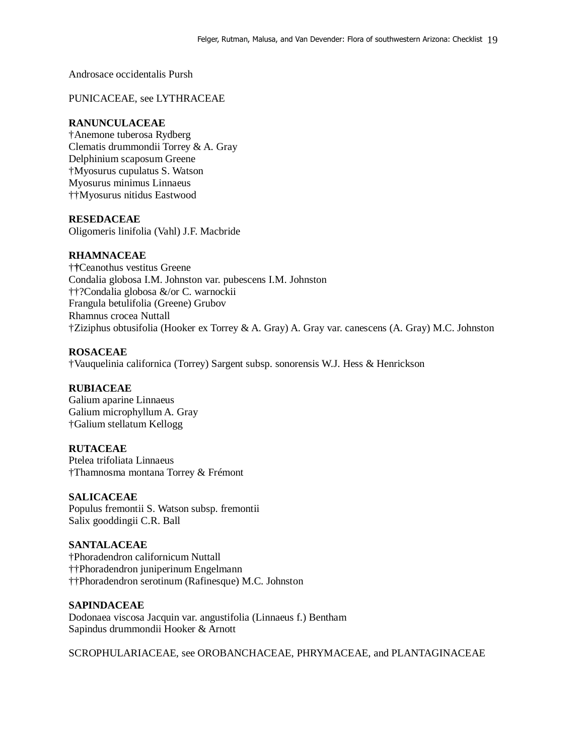Androsace occidentalis Pursh

PUNICACEAE, see LYTHRACEAE

**RANUNCULACEAE**
†Anemone tuberosa Rydberg
Clematis drummondii Torrey & A. Gray
Delphinium scaposum Greene
†Myosurus cupulatus S. Watson
Myosurus minimus Linnaeus
††Myosurus nitidus Eastwood

**RESEDACEAE**
Oligomeris linifolia (Vahl) J.F. Macbride

**RHAMNACEAE**
††Ceanothus vestitus Greene
Condalia globosa I.M. Johnston var. pubescens I.M. Johnston
††?Condalia globosa &/or C. warnockii
Frangula betulifolia (Greene) Grubov
Rhamnus crocea Nuttall
†Ziziphus obtusifolia (Hooker ex Torrey & A. Gray) A. Gray var. canescens (A. Gray) M.C. Johnston

**ROSACEAE**
†Vauquelinia californica (Torrey) Sargent subsp. sonorensis W.J. Hess & Henrickson

**RUBIACEAE**
Galium aparine Linnaeus
Galium microphyllum A. Gray
†Galium stellatum Kellogg

**RUTACEAE**
Ptelea trifoliata Linnaeus
†Thamnosma montana Torrey & Frémont

**SALICACEAE**
Populus fremontii S. Watson subsp. fremontii
Salix gooddingii C.R. Ball

**SANTALACEAE**
†Phoradendron californicum Nuttall
††Phoradendron juniperinum Engelmann
††Phoradendron serotinum (Rafinesque) M.C. Johnston

**SAPINDACEAE**
Dodonaea viscosa Jacquin var. angustifolia (Linnaeus f.) Bentham
Sapindus drummondii Hooker & Arnott

SCROPHULARIACEAE, see OROBANCHACEAE, PHRYMACEAE, and PLANTAGINACEAE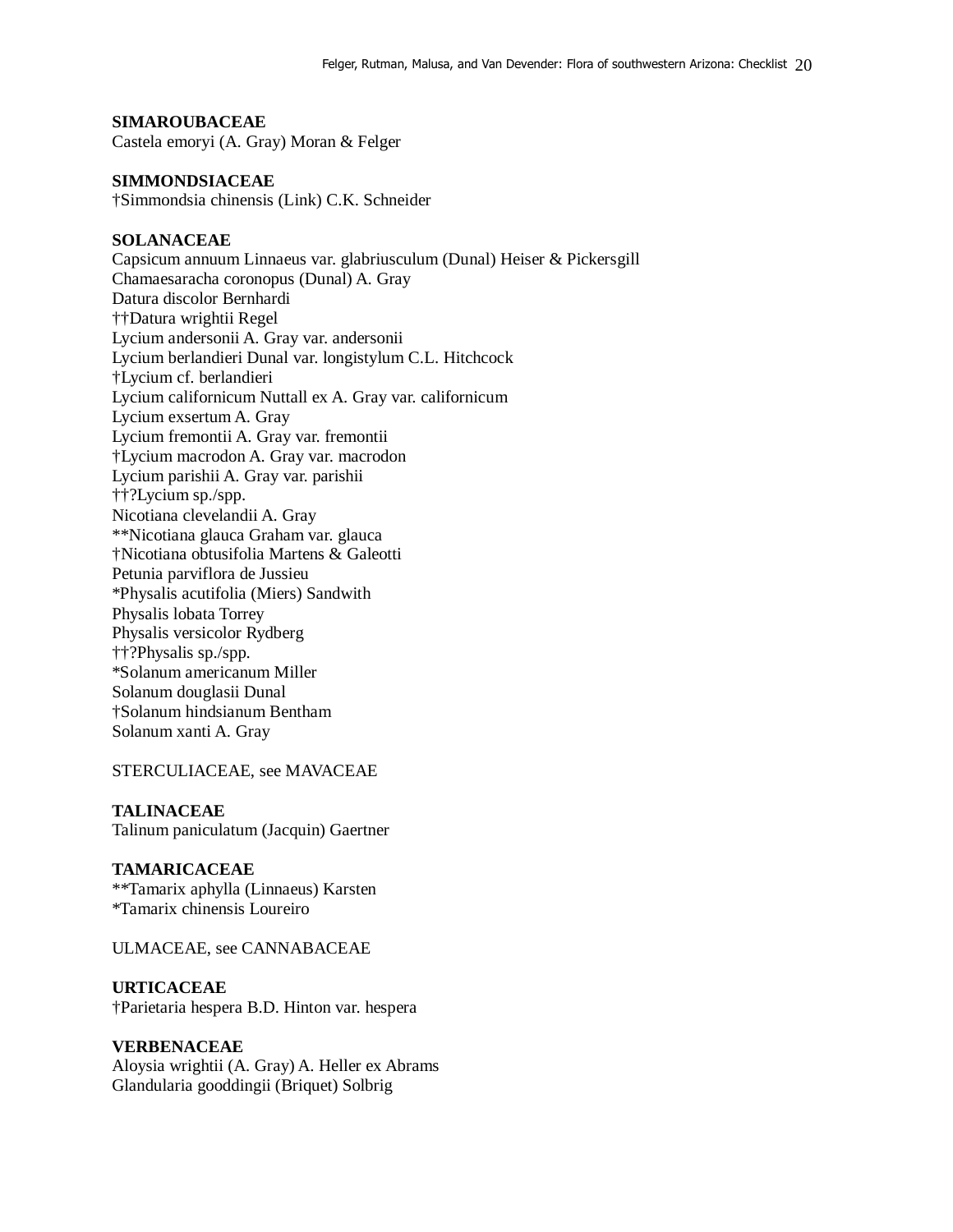**SIMAROUBACEAE**
Castela emoryi (A. Gray) Moran & Felger

**SIMMONDSIACEAE**
†Simmondsia chinensis (Link) C.K. Schneider

**SOLANACEAE**
Capsicum annuum Linnaeus var. glabriusculum (Dunal) Heiser & Pickersgill
Chamaesaracha coronopus (Dunal) A. Gray
Datura discolor Bernhardi
††Datura wrightii Regel
Lycium andersonii A. Gray var. andersonii
Lycium berlandieri Dunal var. longistylum C.L. Hitchcock
†Lycium cf. berlandieri
Lycium californicum Nuttall ex A. Gray var. californicum
Lycium exsertum A. Gray
Lycium fremontii A. Gray var. fremontii
†Lycium macrodon A. Gray var. macrodon
Lycium parishii A. Gray var. parishii
††?Lycium sp./spp.
Nicotiana clevelandii A. Gray
**Nicotiana glauca Graham var. glauca
†Nicotiana obtusifolia Martens & Galeotti
Petunia parviflora de Jussieu
*Physalis acutifolia (Miers) Sandwith
Physalis lobata Torrey
Physalis versicolor Rydberg
††?Physalis sp./spp.
*Solanum americanum Miller
Solanum douglasii Dunal
†Solanum hindsianum Bentham
Solanum xanti A. Gray

STERCULIACEAE, see MAVACEAE

**TALINACEAE**
Talinum paniculatum (Jacquin) Gaertner

**TAMARICACEAE**
**Tamarix aphylla (Linnaeus) Karsten
*Tamarix chinensis Loureiro

ULMACEAE, see CANNABACEAE

**URTICACEAE**
†Parietaria hespera B.D. Hinton var. hespera

**VERBENACEAE**
Aloysia wrightii (A. Gray) A. Heller ex Abrams
Glandularia gooddingii (Briquet) Solbrig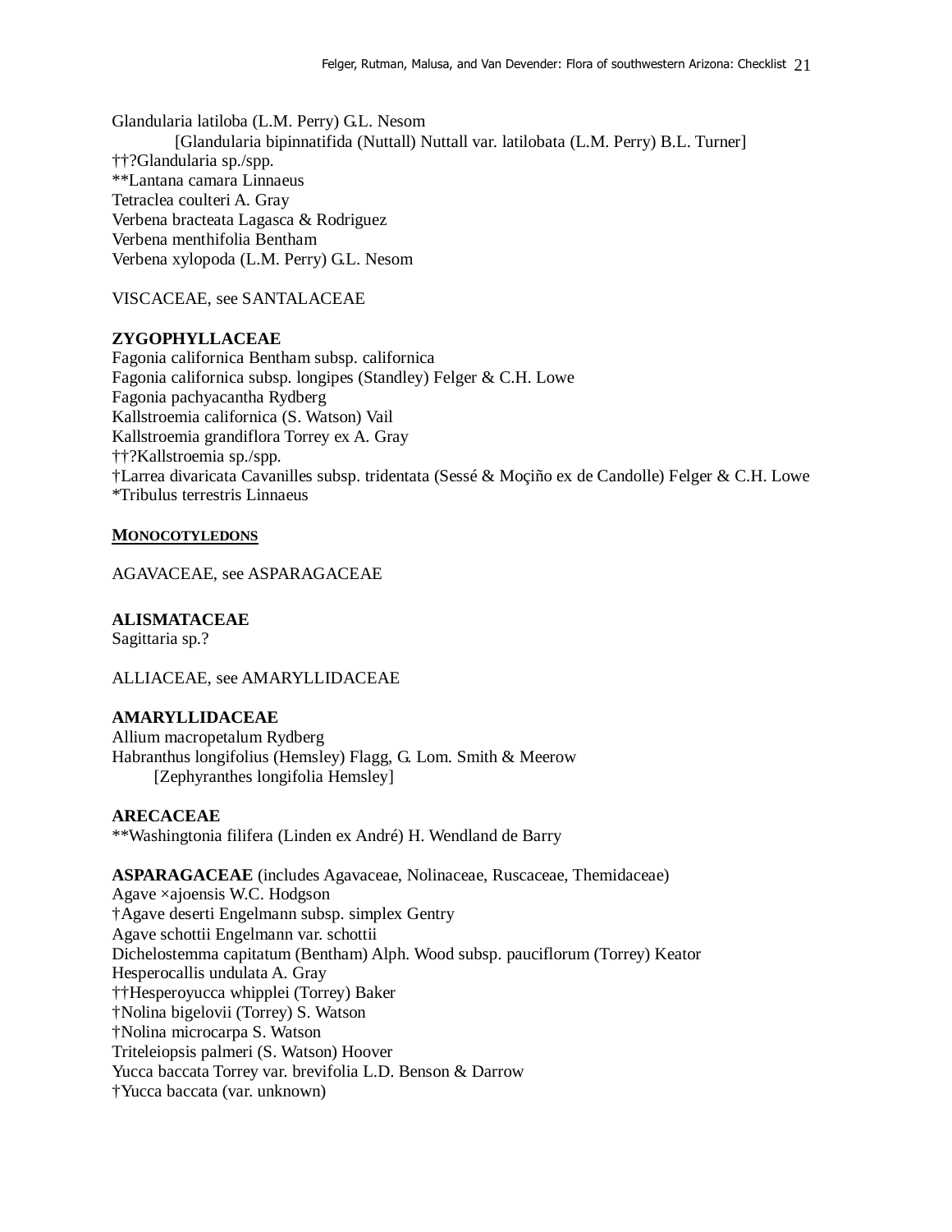Glandularia latiloba (L.M. Perry) G.L. Nesom
    [Glandularia bipinnatifida (Nuttall) Nuttall var. latilobata (L.M. Perry) B.L. Turner]
††?Glandularia sp./spp.
**Lantana camara Linnaeus
Tetraclea coulteri A. Gray
Verbena bracteata Lagasca & Rodriguez
Verbena menthifolia Bentham
Verbena xylopoda (L.M. Perry) G.L. Nesom

VISCACEAE, see SANTALACEAE

**ZYGOPHYLLACEAE**
Fagonia californica Bentham subsp. californica
Fagonia californica subsp. longipes (Standley) Felger & C.H. Lowe
Fagonia pachyacantha Rydberg
Kallstroemia californica (S. Watson) Vail
Kallstroemia grandiflora Torrey ex A. Gray
††?Kallstroemia sp./spp.
†Larrea divaricata Cavanilles subsp. tridentata (Sessé & Moçiño ex de Candolle) Felger & C.H. Lowe
*Tribulus terrestris Linnaeus

## MONOCOTYLEDONS

AGAVACEAE, see ASPARAGACEAE

**ALISMATACEAE**
Sagittaria sp.?

ALLIACEAE, see AMARYLLIDACEAE

**AMARYLLIDACEAE**
Allium macropetalum Rydberg
Habranthus longifolius (Hemsley) Flagg, G. Lom. Smith & Meerow
    [Zephyranthes longifolia Hemsley]

**ARECACEAE**
**Washingtonia filifera (Linden ex André) H. Wendland de Barry

**ASPARAGACEAE** (includes Agavaceae, Nolinaceae, Ruscaceae, Themidaceae)
Agave ×ajoensis W.C. Hodgson
†Agave deserti Engelmann subsp. simplex Gentry
Agave schottii Engelmann var. schottii
Dichelostemma capitatum (Bentham) Alph. Wood subsp. pauciflorum (Torrey) Keator
Hesperocallis undulata A. Gray
††Hesperoyucca whipplei (Torrey) Baker
†Nolina bigelovii (Torrey) S. Watson
†Nolina microcarpa S. Watson
Triteleiopsis palmeri (S. Watson) Hoover
Yucca baccata Torrey var. brevifolia L.D. Benson & Darrow
†Yucca baccata (var. unknown)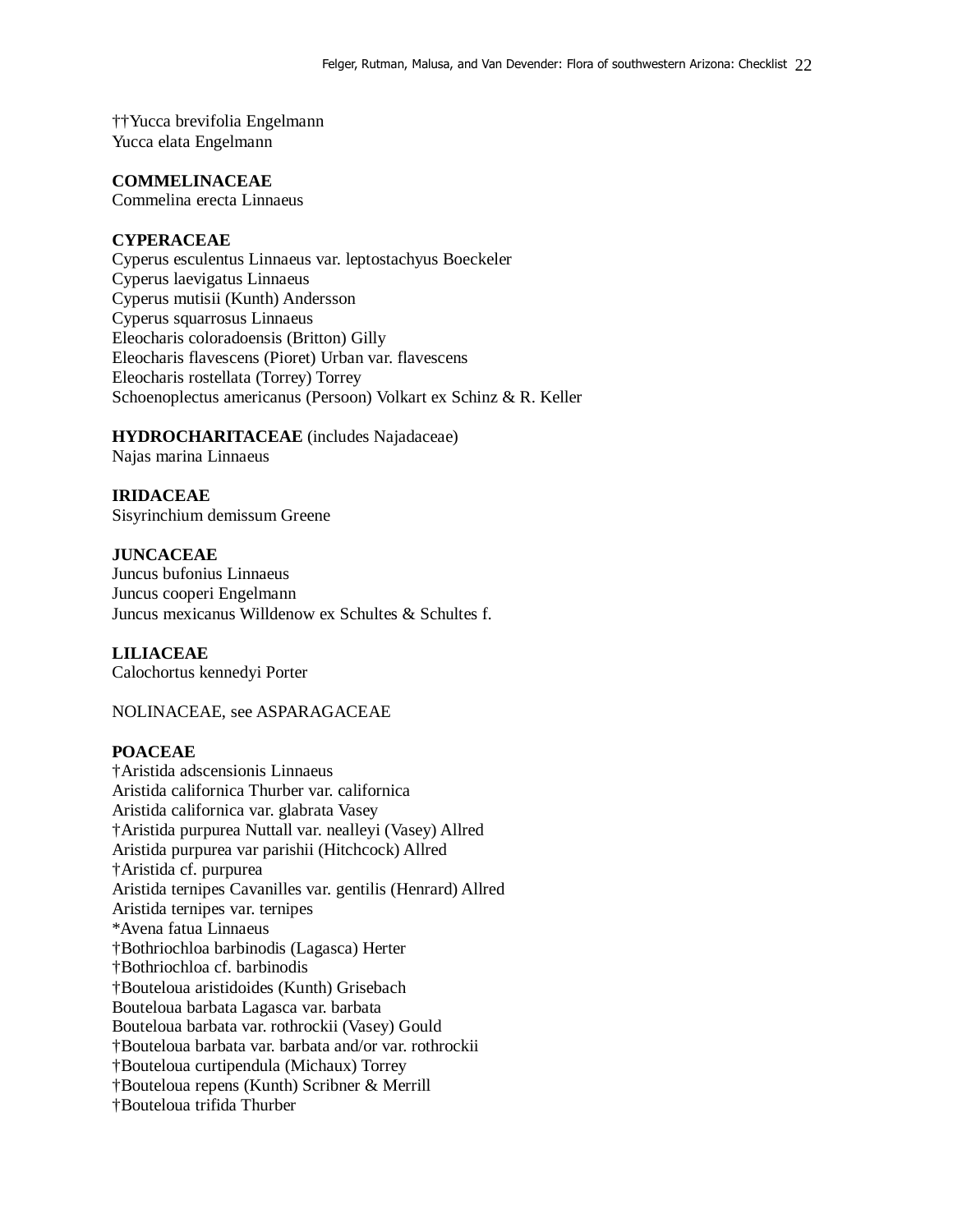††Yucca brevifolia Engelmann
Yucca elata Engelmann

**COMMELINACEAE**
Commelina erecta Linnaeus

**CYPERACEAE**
Cyperus esculentus Linnaeus var. leptostachyus Boeckeler
Cyperus laevigatus Linnaeus
Cyperus mutisii (Kunth) Andersson
Cyperus squarrosus Linnaeus
Eleocharis coloradoensis (Britton) Gilly
Eleocharis flavescens (Pioret) Urban var. flavescens
Eleocharis rostellata (Torrey) Torrey
Schoenoplectus americanus (Persoon) Volkart ex Schinz & R. Keller

**HYDROCHARITACEAE** (includes Najadaceae)
Najas marina Linnaeus

**IRIDACEAE**
Sisyrinchium demissum Greene

**JUNCACEAE**
Juncus bufonius Linnaeus
Juncus cooperi Engelmann
Juncus mexicanus Willdenow ex Schultes & Schultes f.

**LILIACEAE**
Calochortus kennedyi Porter

NOLINACEAE, see ASPARAGACEAE

**POACEAE**
†Aristida adscensionis Linnaeus
Aristida californica Thurber var. californica
Aristida californica var. glabrata Vasey
†Aristida purpurea Nuttall var. nealleyi (Vasey) Allred
Aristida purpurea var parishii (Hitchcock) Allred
†Aristida cf. purpurea
Aristida ternipes Cavanilles var. gentilis (Henrard) Allred
Aristida ternipes var. ternipes
*Avena fatua Linnaeus
†Bothriochloa barbinodis (Lagasca) Herter
†Bothriochloa cf. barbinodis
†Bouteloua aristidoides (Kunth) Grisebach
Bouteloua barbata Lagasca var. barbata
Bouteloua barbata var. rothrockii (Vasey) Gould
†Bouteloua barbata var. barbata and/or var. rothrockii
†Bouteloua curtipendula (Michaux) Torrey
†Bouteloua repens (Kunth) Scribner & Merrill
†Bouteloua trifida Thurber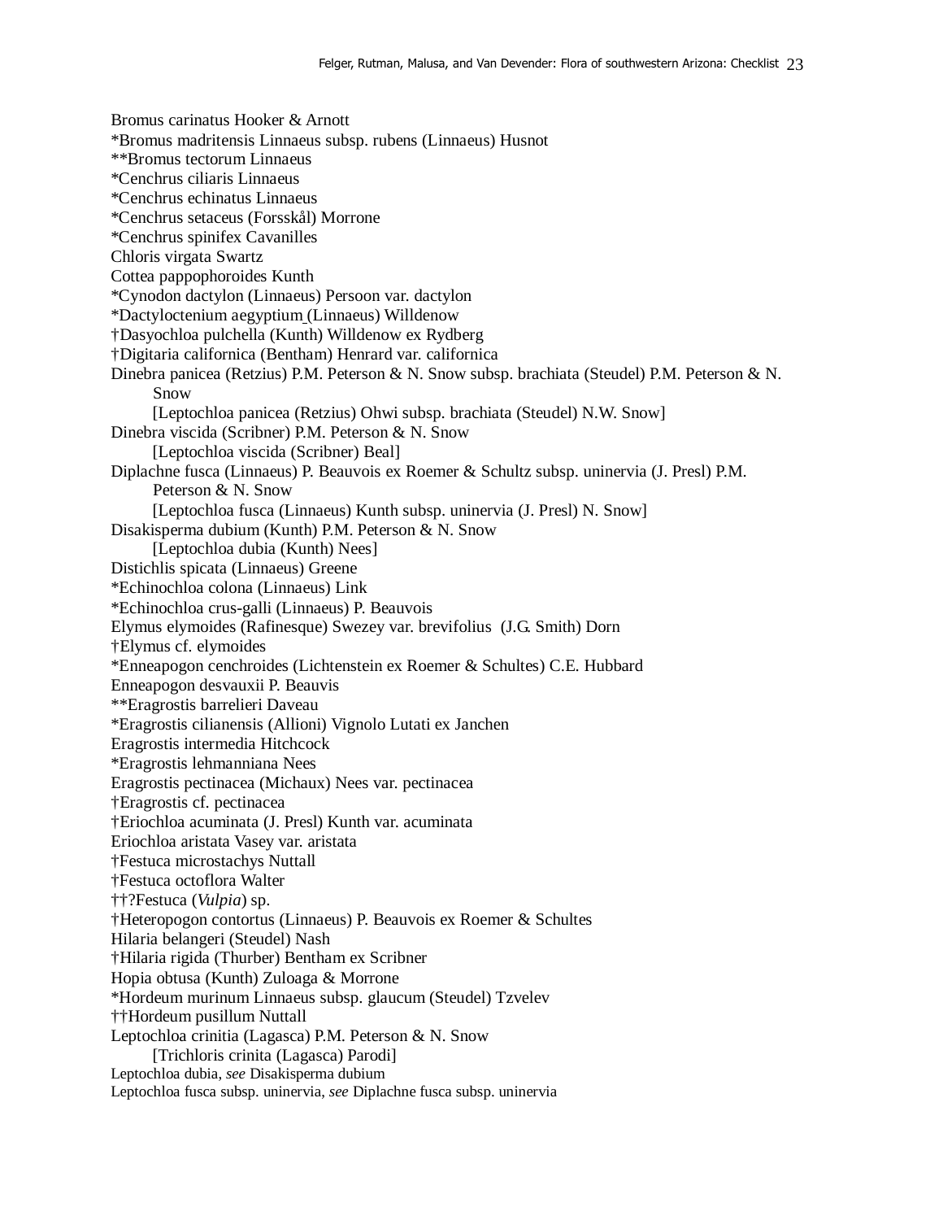Bromus carinatus Hooker & Arnott
*Bromus madritensis Linnaeus subsp. rubens (Linnaeus) Husnot
**Bromus tectorum Linnaeus
*Cenchrus ciliaris Linnaeus
*Cenchrus echinatus Linnaeus
*Cenchrus setaceus (Forsskål) Morrone
*Cenchrus spinifex Cavanilles
Chloris virgata Swartz
Cottea pappophoroides Kunth
*Cynodon dactylon (Linnaeus) Persoon var. dactylon
*Dactyloctenium aegyptium (Linnaeus) Willdenow
†Dasyochloa pulchella (Kunth) Willdenow ex Rydberg
†Digitaria californica (Bentham) Henrard var. californica
Dinebra panicea (Retzius) P.M. Peterson & N. Snow subsp. brachiata (Steudel) P.M. Peterson & N. Snow
    [Leptochloa panicea (Retzius) Ohwi subsp. brachiata (Steudel) N.W. Snow]
Dinebra viscida (Scribner) P.M. Peterson & N. Snow
    [Leptochloa viscida (Scribner) Beal]
Diplachne fusca (Linnaeus) P. Beauvois ex Roemer & Schultz subsp. uninervia (J. Presl) P.M. Peterson & N. Snow
    [Leptochloa fusca (Linnaeus) Kunth subsp. uninervia (J. Presl) N. Snow]
Disakisperma dubium (Kunth) P.M. Peterson & N. Snow
    [Leptochloa dubia (Kunth) Nees]
Distichlis spicata (Linnaeus) Greene
*Echinochloa colona (Linnaeus) Link
*Echinochloa crus-galli (Linnaeus) P. Beauvois
Elymus elymoides (Rafinesque) Swezey var. brevifolius (J.G. Smith) Dorn
†Elymus cf. elymoides
*Enneapogon cenchroides (Lichtenstein ex Roemer & Schultes) C.E. Hubbard
Enneapogon desvauxii P. Beauvis
**Eragrostis barrelieri Daveau
*Eragrostis cilianensis (Allioni) Vignolo Lutati ex Janchen
Eragrostis intermedia Hitchcock
*Eragrostis lehmanniana Nees
Eragrostis pectinacea (Michaux) Nees var. pectinacea
†Eragrostis cf. pectinacea
†Eriochloa acuminata (J. Presl) Kunth var. acuminata
Eriochloa aristata Vasey var. aristata
†Festuca microstachys Nuttall
†Festuca octoflora Walter
††?Festuca (*Vulpia*) sp.
†Heteropogon contortus (Linnaeus) P. Beauvois ex Roemer & Schultes
Hilaria belangeri (Steudel) Nash
†Hilaria rigida (Thurber) Bentham ex Scribner
Hopia obtusa (Kunth) Zuloaga & Morrone
*Hordeum murinum Linnaeus subsp. glaucum (Steudel) Tzvelev
††Hordeum pusillum Nuttall
Leptochloa crinitia (Lagasca) P.M. Peterson & N. Snow
    [Trichloris crinita (Lagasca) Parodi]
Leptochloa dubia, *see* Disakisperma dubium
Leptochloa fusca subsp. uninervia, *see* Diplachne fusca subsp. uninervia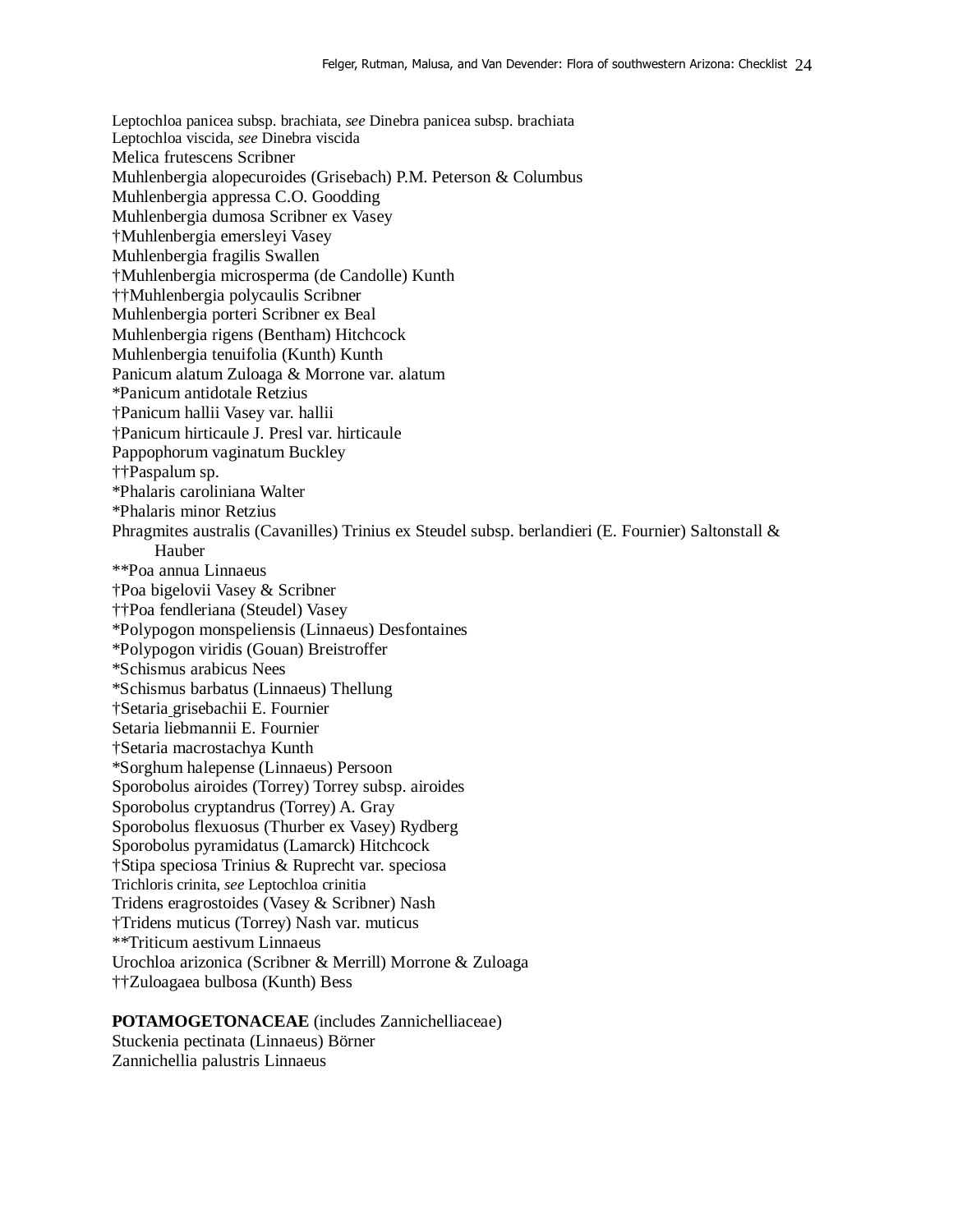Leptochloa panicea subsp. brachiata, *see* Dinebra panicea subsp. brachiata
Leptochloa viscida, *see* Dinebra viscida
Melica frutescens Scribner
Muhlenbergia alopecuroides (Grisebach) P.M. Peterson & Columbus
Muhlenbergia appressa C.O. Goodding
Muhlenbergia dumosa Scribner ex Vasey
†Muhlenbergia emersleyi Vasey
Muhlenbergia fragilis Swallen
†Muhlenbergia microsperma (de Candolle) Kunth
††Muhlenbergia polycaulis Scribner
Muhlenbergia porteri Scribner ex Beal
Muhlenbergia rigens (Bentham) Hitchcock
Muhlenbergia tenuifolia (Kunth) Kunth
Panicum alatum Zuloaga & Morrone var. alatum
*Panicum antidotale Retzius
†Panicum hallii Vasey var. hallii
†Panicum hirticaule J. Presl var. hirticaule
Pappophorum vaginatum Buckley
††Paspalum sp.
*Phalaris caroliniana Walter
*Phalaris minor Retzius
Phragmites australis (Cavanilles) Trinius ex Steudel subsp. berlandieri (E. Fournier) Saltonstall & Hauber
**Poa annua Linnaeus
†Poa bigelovii Vasey & Scribner
††Poa fendleriana (Steudel) Vasey
*Polypogon monspeliensis (Linnaeus) Desfontaines
*Polypogon viridis (Gouan) Breistroffer
*Schismus arabicus Nees
*Schismus barbatus (Linnaeus) Thellung
†Setaria grisebachii E. Fournier
Setaria liebmannii E. Fournier
†Setaria macrostachya Kunth
*Sorghum halepense (Linnaeus) Persoon
Sporobolus airoides (Torrey) Torrey subsp. airoides
Sporobolus cryptandrus (Torrey) A. Gray
Sporobolus flexuosus (Thurber ex Vasey) Rydberg
Sporobolus pyramidatus (Lamarck) Hitchcock
†Stipa speciosa Trinius & Ruprecht var. speciosa
Trichloris crinita, *see* Leptochloa crinitia
Tridens eragrostoides (Vasey & Scribner) Nash
†Tridens muticus (Torrey) Nash var. muticus
**Triticum aestivum Linnaeus
Urochloa arizonica (Scribner & Merrill) Morrone & Zuloaga
††Zuloagaea bulbosa (Kunth) Bess

**POTAMOGETONACEAE** (includes Zannichelliaceae)
Stuckenia pectinata (Linnaeus) Börner
Zannichellia palustris Linnaeus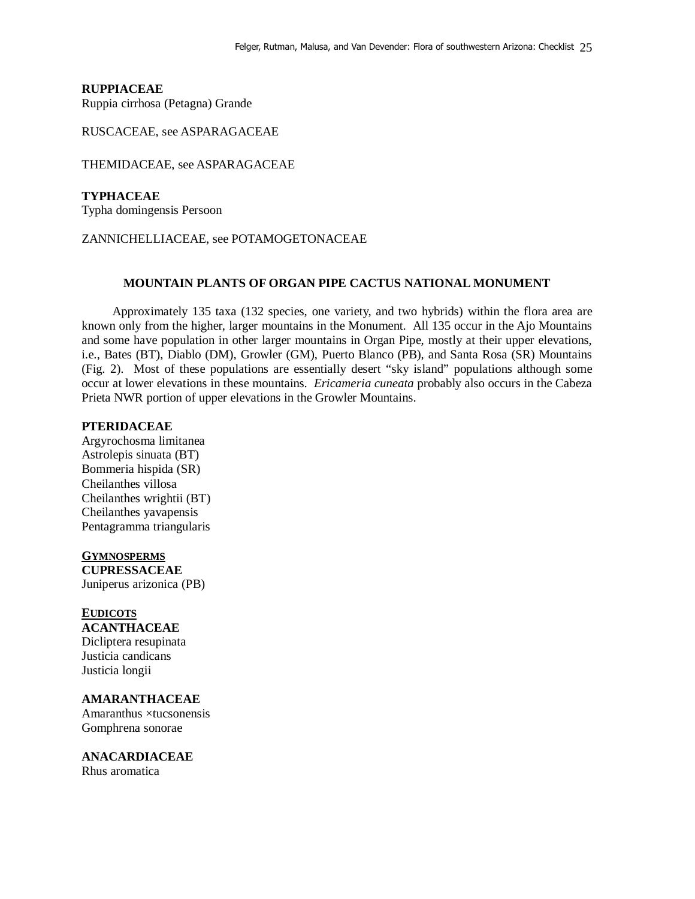**RUPPIACEAE**
Ruppia cirrhosa (Petagna) Grande

RUSCACEAE, see ASPARAGACEAE

THEMIDACEAE, see ASPARAGACEAE

**TYPHACEAE**
Typha domingensis Persoon

ZANNICHELLIACEAE, see POTAMOGETONACEAE

## MOUNTAIN PLANTS OF ORGAN PIPE CACTUS NATIONAL MONUMENT

Approximately 135 taxa (132 species, one variety, and two hybrids) within the flora area are known only from the higher, larger mountains in the Monument. All 135 occur in the Ajo Mountains and some have population in other larger mountains in Organ Pipe, mostly at their upper elevations, i.e., Bates (BT), Diablo (DM), Growler (GM), Puerto Blanco (PB), and Santa Rosa (SR) Mountains (Fig. 2). Most of these populations are essentially desert "sky island" populations although some occur at lower elevations in these mountains. *Ericameria cuneata* probably also occurs in the Cabeza Prieta NWR portion of upper elevations in the Growler Mountains.

**PTERIDACEAE**
Argyrochosma limitanea
Astrolepis sinuata (BT)
Bommeria hispida (SR)
Cheilanthes villosa
Cheilanthes wrightii (BT)
Cheilanthes yavapensis
Pentagramma triangularis

**GYMNOSPERMS**
**CUPRESSACEAE**
Juniperus arizonica (PB)

**EUDICOTS**
**ACANTHACEAE**
Dicliptera resupinata
Justicia candicans
Justicia longii

**AMARANTHACEAE**
Amaranthus ×tucsonensis
Gomphrena sonorae

**ANACARDIACEAE**
Rhus aromatica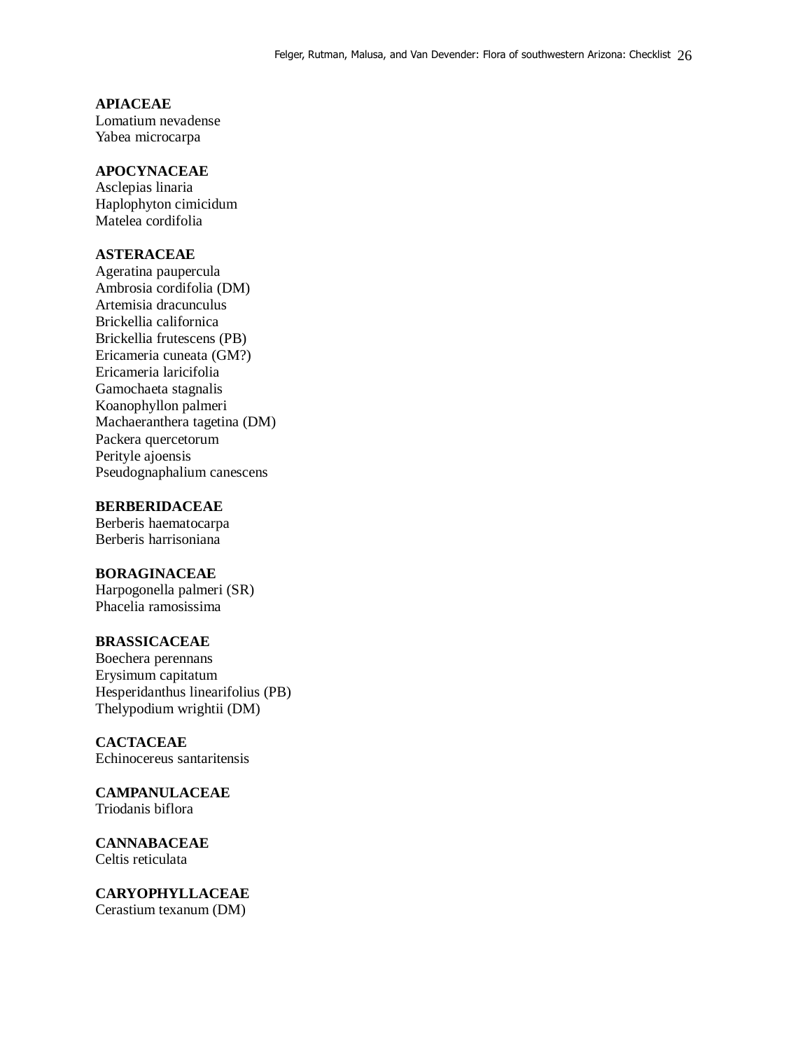**APIACEAE**
Lomatium nevadense
Yabea microcarpa

**APOCYNACEAE**
Asclepias linaria
Haplophyton cimicidum
Matelea cordifolia

**ASTERACEAE**
Ageratina paupercula
Ambrosia cordifolia (DM)
Artemisia dracunculus
Brickellia californica
Brickellia frutescens (PB)
Ericameria cuneata (GM?)
Ericameria laricifolia
Gamochaeta stagnalis
Koanophyllon palmeri
Machaeranthera tagetina (DM)
Packera quercetorum
Perityle ajoensis
Pseudognaphalium canescens

**BERBERIDACEAE**
Berberis haematocarpa
Berberis harrisoniana

**BORAGINACEAE**
Harpogonella palmeri (SR)
Phacelia ramosissima

**BRASSICACEAE**
Boechera perennans
Erysimum capitatum
Hesperidanthus linearifolius (PB)
Thelypodium wrightii (DM)

**CACTACEAE**
Echinocereus santaritensis

**CAMPANULACEAE**
Triodanis biflora

**CANNABACEAE**
Celtis reticulata

**CARYOPHYLLACEAE**
Cerastium texanum (DM)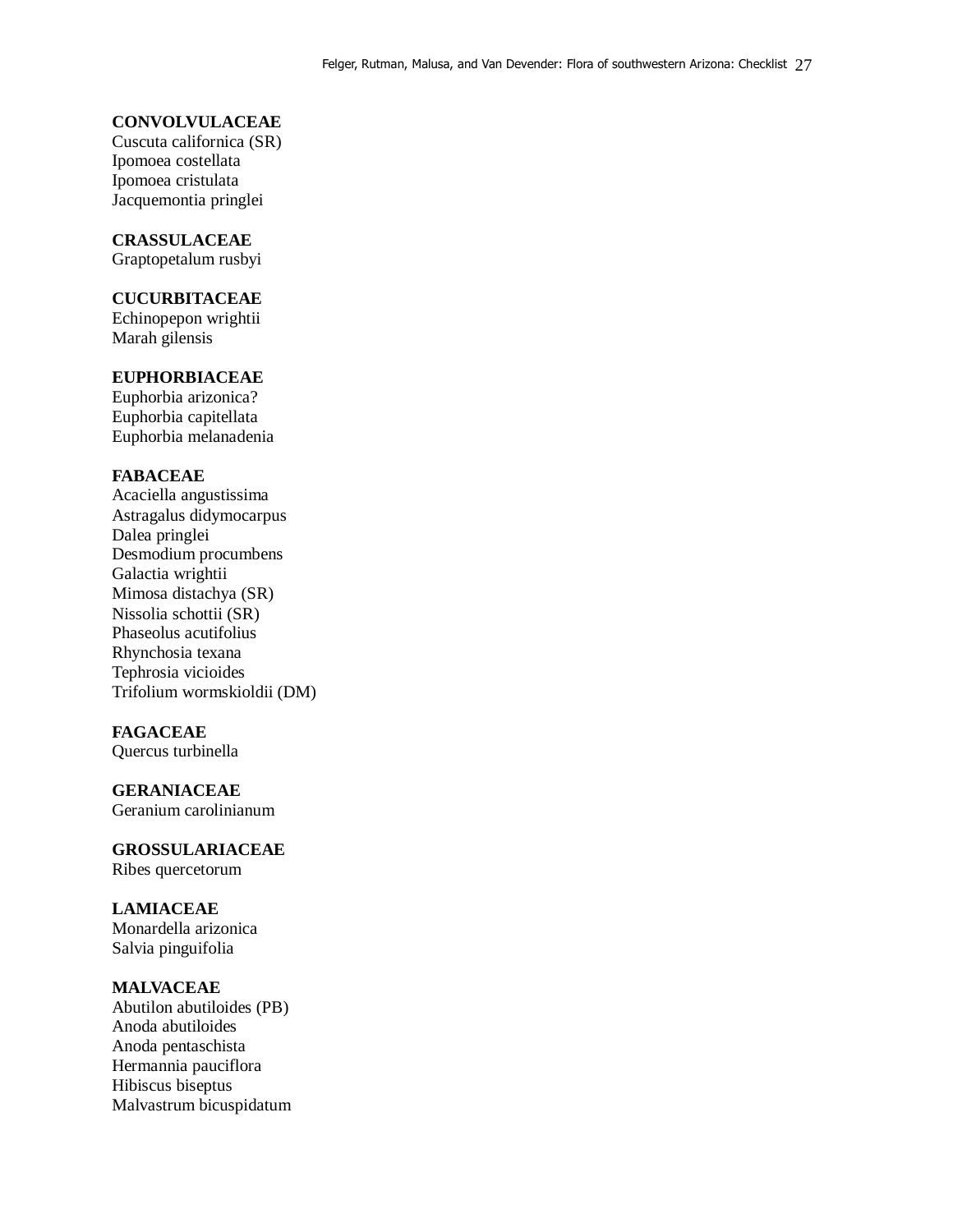**CONVOLVULACEAE**
Cuscuta californica (SR)
Ipomoea costellata
Ipomoea cristulata
Jacquemontia pringlei

**CRASSULACEAE**
Graptopetalum rusbyi

**CUCURBITACEAE**
Echinopepon wrightii
Marah gilensis

**EUPHORBIACEAE**
Euphorbia arizonica?
Euphorbia capitellata
Euphorbia melanadenia

**FABACEAE**
Acaciella angustissima
Astragalus didymocarpus
Dalea pringlei
Desmodium procumbens
Galactia wrightii
Mimosa distachya (SR)
Nissolia schottii (SR)
Phaseolus acutifolius
Rhynchosia texana
Tephrosia vicioides
Trifolium wormskioldii (DM)

**FAGACEAE**
Quercus turbinella

**GERANIACEAE**
Geranium carolinianum

**GROSSULARIACEAE**
Ribes quercetorum

**LAMIACEAE**
Monardella arizonica
Salvia pinguifolia

**MALVACEAE**
Abutilon abutiloides (PB)
Anoda abutiloides
Anoda pentaschista
Hermannia pauciflora
Hibiscus biseptus
Malvastrum bicuspidatum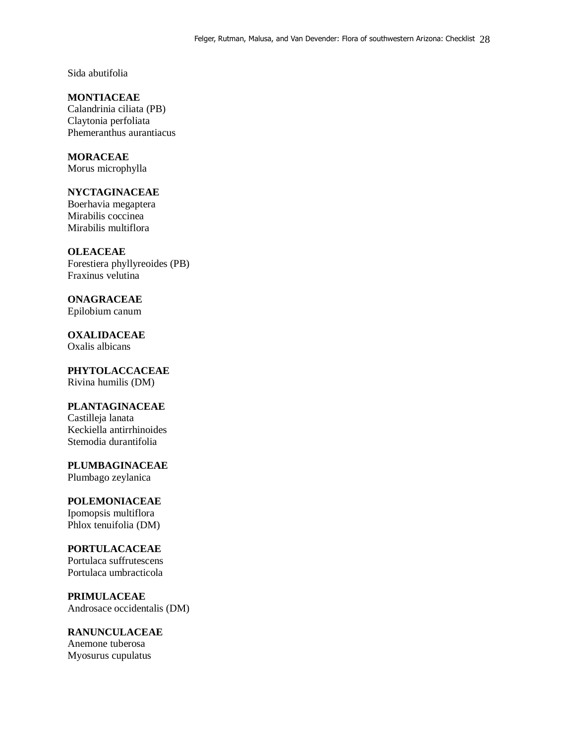Sida abutifolia

**MONTIACEAE**
Calandrinia ciliata (PB)
Claytonia perfoliata
Phemeranthus aurantiacus

**MORACEAE**
Morus microphylla

**NYCTAGINACEAE**
Boerhavia megaptera
Mirabilis coccinea
Mirabilis multiflora

**OLEACEAE**
Forestiera phyllyreoides (PB)
Fraxinus velutina

**ONAGRACEAE**
Epilobium canum

**OXALIDACEAE**
Oxalis albicans

**PHYTOLACCACEAE**
Rivina humilis (DM)

**PLANTAGINACEAE**
Castilleja lanata
Keckiella antirrhinoides
Stemodia durantifolia

**PLUMBAGINACEAE**
Plumbago zeylanica

**POLEMONIACEAE**
Ipomopsis multiflora
Phlox tenuifolia (DM)

**PORTULACACEAE**
Portulaca suffrutescens
Portulaca umbracticola

**PRIMULACEAE**
Androsace occidentalis (DM)

**RANUNCULACEAE**
Anemone tuberosa
Myosurus cupulatus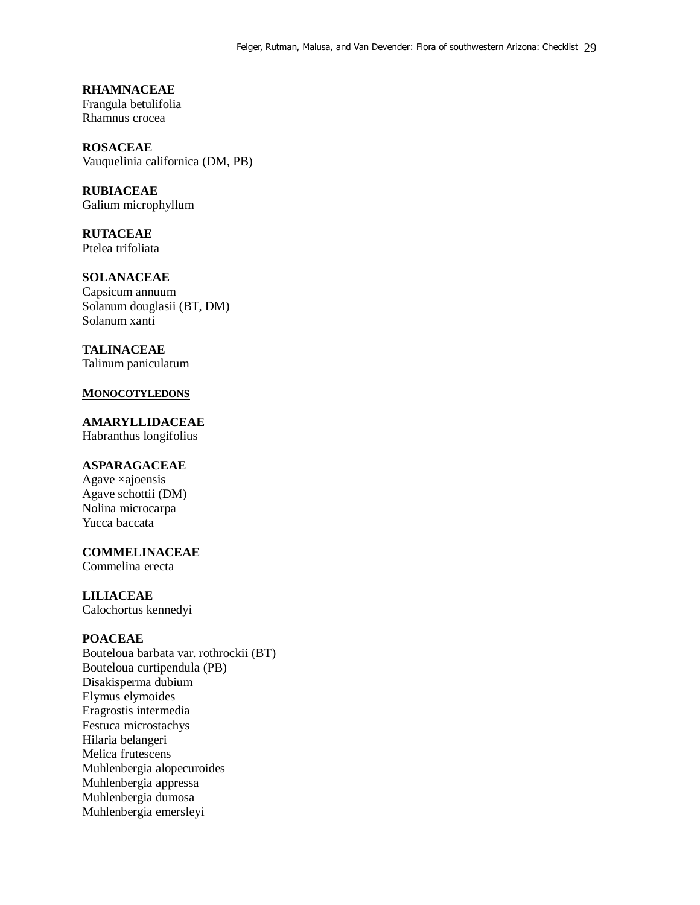**RHAMNACEAE**
Frangula betulifolia
Rhamnus crocea

**ROSACEAE**
Vauquelinia californica (DM, PB)

**RUBIACEAE**
Galium microphyllum

**RUTACEAE**
Ptelea trifoliata

**SOLANACEAE**
Capsicum annuum
Solanum douglasii (BT, DM)
Solanum xanti

**TALINACEAE**
Talinum paniculatum

**MONOCOTYLEDONS**

**AMARYLLIDACEAE**
Habranthus longifolius

**ASPARAGACEAE**
Agave ×ajoensis
Agave schottii (DM)
Nolina microcarpa
Yucca baccata

**COMMELINACEAE**
Commelina erecta

**LILIACEAE**
Calochortus kennedyi

**POACEAE**
Bouteloua barbata var. rothrockii (BT)
Bouteloua curtipendula (PB)
Disakisperma dubium
Elymus elymoides
Eragrostis intermedia
Festuca microstachys
Hilaria belangeri
Melica frutescens
Muhlenbergia alopecuroides
Muhlenbergia appressa
Muhlenbergia dumosa
Muhlenbergia emersleyi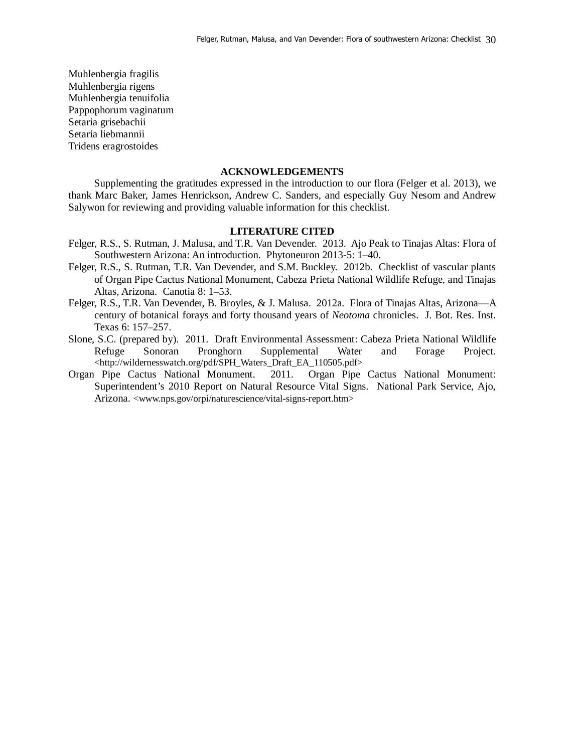Muhlenbergia fragilis
Muhlenbergia rigens
Muhlenbergia tenuifolia
Pappophorum vaginatum
Setaria grisebachii
Setaria liebmannii
Tridens eragrostoides

## ACKNOWLEDGEMENTS

Supplementing the gratitudes expressed in the introduction to our flora (Felger et al. 2013), we thank Marc Baker, James Henrickson, Andrew C. Sanders, and especially Guy Nesom and Andrew Salywon for reviewing and providing valuable information for this checklist.

## LITERATURE CITED

Felger, R.S., S. Rutman, J. Malusa, and T.R. Van Devender. 2013. Ajo Peak to Tinajas Altas: Flora of Southwestern Arizona: An introduction. Phytoneuron 2013-5: 1–40.

Felger, R.S., S. Rutman, T.R. Van Devender, and S.M. Buckley. 2012b. Checklist of vascular plants of Organ Pipe Cactus National Monument, Cabeza Prieta National Wildlife Refuge, and Tinajas Altas, Arizona. Canotia 8: 1–53.

Felger, R.S., T.R. Van Devender, B. Broyles, & J. Malusa. 2012a. Flora of Tinajas Altas, Arizona—A century of botanical forays and forty thousand years of *Neotoma* chronicles. J. Bot. Res. Inst. Texas 6: 157–257.

Slone, S.C. (prepared by). 2011. Draft Environmental Assessment: Cabeza Prieta National Wildlife Refuge Sonoran Pronghorn Supplemental Water and Forage Project. <http://wildernesswatch.org/pdf/SPH_Waters_Draft_EA_110505.pdf>

Organ Pipe Cactus National Monument. 2011. Organ Pipe Cactus National Monument: Superintendent's 2010 Report on Natural Resource Vital Signs. National Park Service, Ajo, Arizona. <www.nps.gov/orpi/naturescience/vital-signs-report.htm>